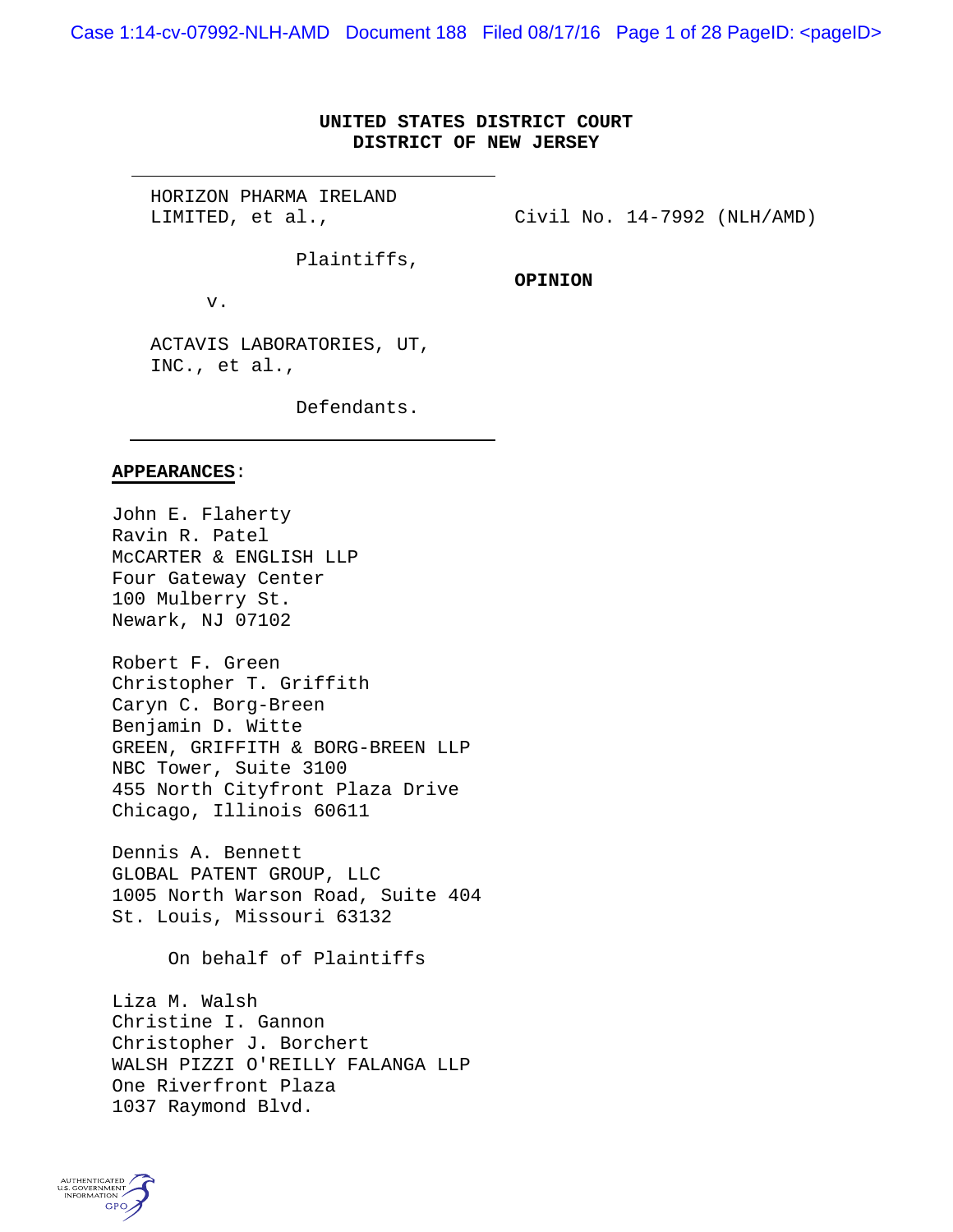**UNITED STATES DISTRICT COURT**
**DISTRICT OF NEW JERSEY**

HORIZON PHARMA IRELAND LIMITED, et al.,

Plaintiffs,

v.

ACTAVIS LABORATORIES, UT, INC., et al.,

Defendants.

Civil No. 14-7992 (NLH/AMD)

**OPINION**

**APPEARANCES**:

John E. Flaherty
Ravin R. Patel
McCARTER & ENGLISH LLP
Four Gateway Center
100 Mulberry St.
Newark, NJ 07102

Robert F. Green
Christopher T. Griffith
Caryn C. Borg-Breen
Benjamin D. Witte
GREEN, GRIFFITH & BORG-BREEN LLP
NBC Tower, Suite 3100
455 North Cityfront Plaza Drive
Chicago, Illinois 60611

Dennis A. Bennett
GLOBAL PATENT GROUP, LLC
1005 North Warson Road, Suite 404
St. Louis, Missouri 63132

On behalf of Plaintiffs

Liza M. Walsh
Christine I. Gannon
Christopher J. Borchert
WALSH PIZZI O'REILLY FALANGA LLP
One Riverfront Plaza
1037 Raymond Blvd.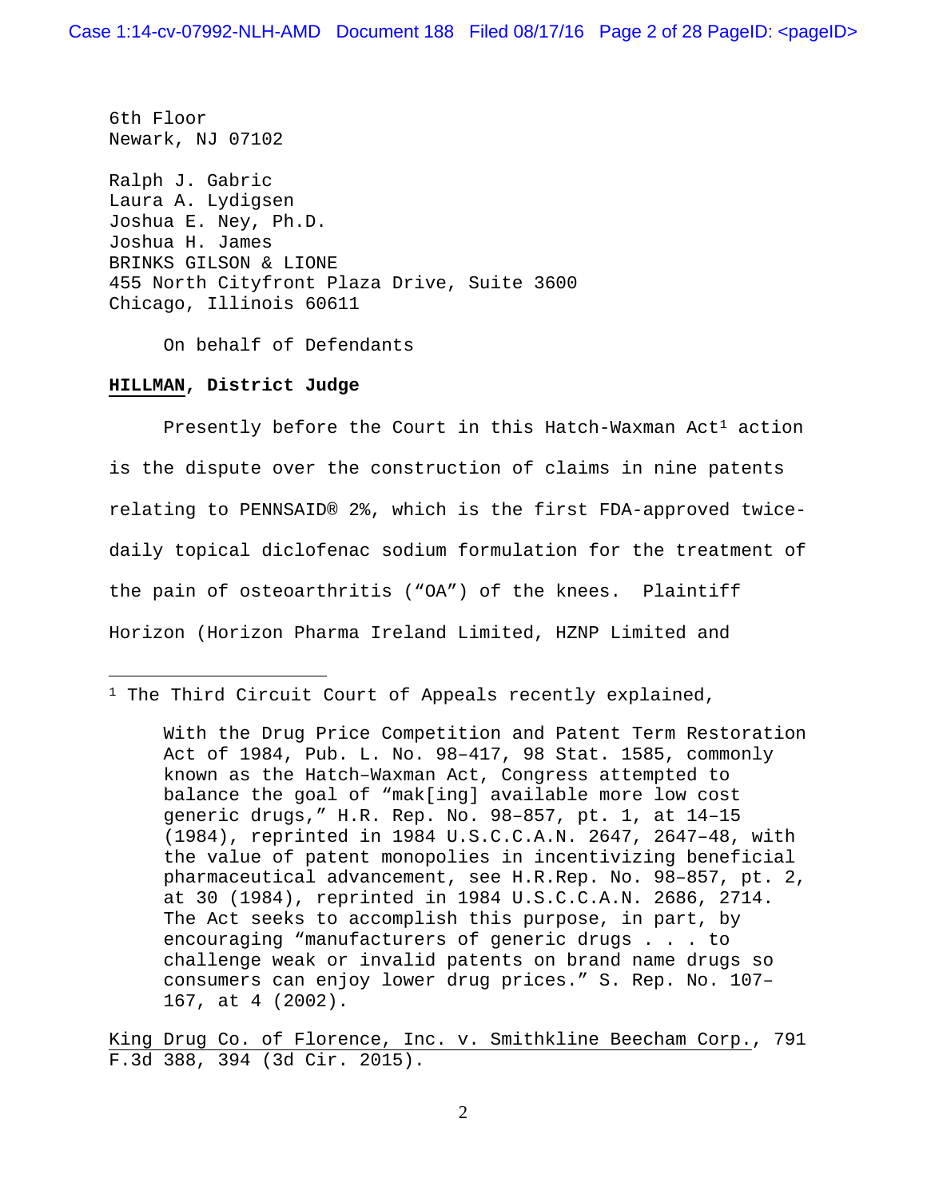6th Floor
Newark, NJ 07102

Ralph J. Gabric
Laura A. Lydigsen
Joshua E. Ney, Ph.D.
Joshua H. James
BRINKS GILSON & LIONE
455 North Cityfront Plaza Drive, Suite 3600
Chicago, Illinois 60611

On behalf of Defendants

**HILLMAN, District Judge**

Presently before the Court in this Hatch-Waxman Act[1] action is the dispute over the construction of claims in nine patents relating to PENNSAID® 2%, which is the first FDA-approved twice-daily topical diclofenac sodium formulation for the treatment of the pain of osteoarthritis ("OA") of the knees. Plaintiff Horizon (Horizon Pharma Ireland Limited, HZNP Limited and

---

[1] The Third Circuit Court of Appeals recently explained,

> With the Drug Price Competition and Patent Term Restoration Act of 1984, Pub. L. No. 98–417, 98 Stat. 1585, commonly known as the Hatch–Waxman Act, Congress attempted to balance the goal of "mak[ing] available more low cost generic drugs," H.R. Rep. No. 98–857, pt. 1, at 14–15 (1984), reprinted in 1984 U.S.C.C.A.N. 2647, 2647–48, with the value of patent monopolies in incentivizing beneficial pharmaceutical advancement, see H.R.Rep. No. 98–857, pt. 2, at 30 (1984), reprinted in 1984 U.S.C.C.A.N. 2686, 2714. The Act seeks to accomplish this purpose, in part, by encouraging "manufacturers of generic drugs . . . to challenge weak or invalid patents on brand name drugs so consumers can enjoy lower drug prices." S. Rep. No. 107–167, at 4 (2002).

King Drug Co. of Florence, Inc. v. Smithkline Beecham Corp., 791 F.3d 388, 394 (3d Cir. 2015).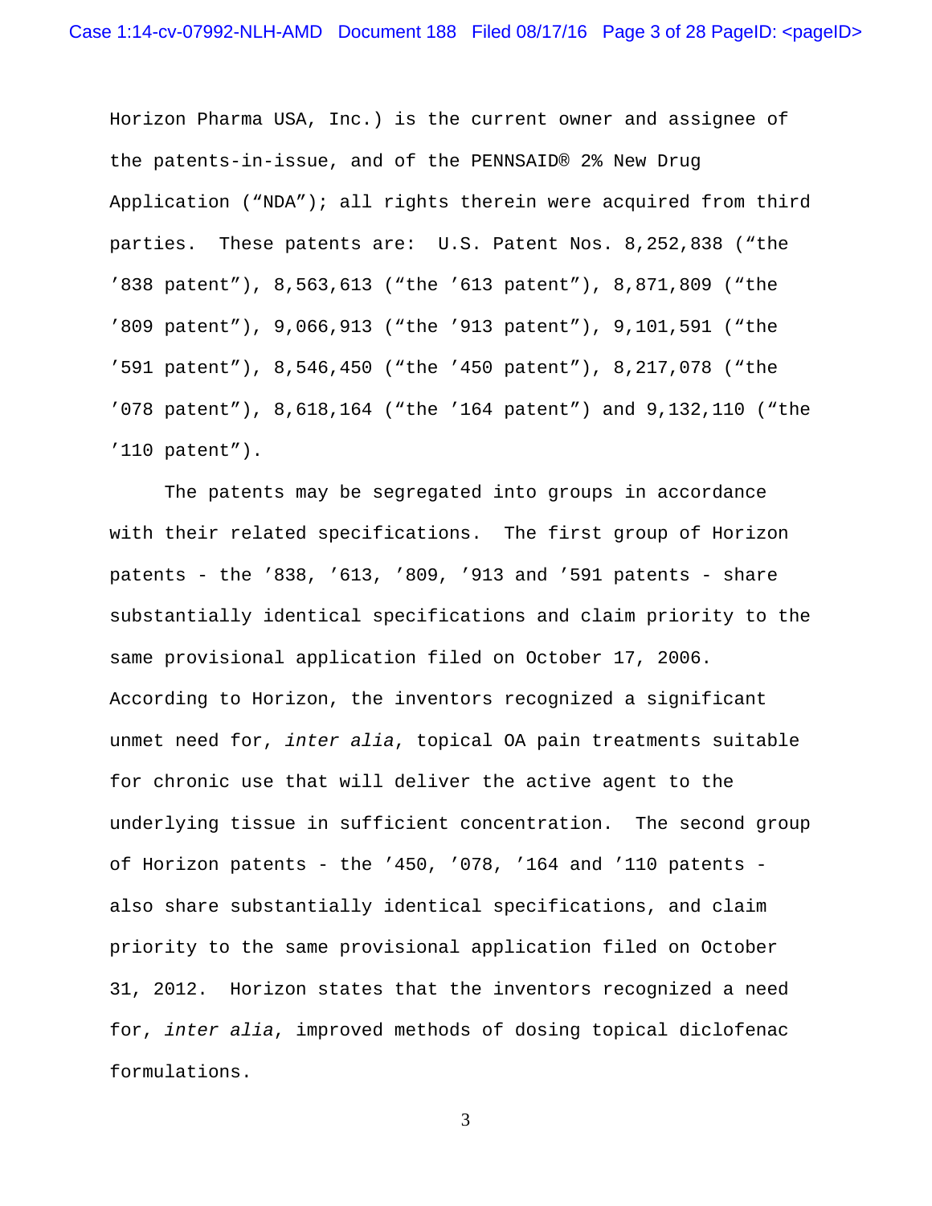Horizon Pharma USA, Inc.) is the current owner and assignee of the patents-in-issue, and of the PENNSAID® 2% New Drug Application ("NDA"); all rights therein were acquired from third parties. These patents are: U.S. Patent Nos. 8,252,838 ("the '838 patent"), 8,563,613 ("the '613 patent"), 8,871,809 ("the '809 patent"), 9,066,913 ("the '913 patent"), 9,101,591 ("the '591 patent"), 8,546,450 ("the '450 patent"), 8,217,078 ("the '078 patent"), 8,618,164 ("the '164 patent") and 9,132,110 ("the '110 patent").

The patents may be segregated into groups in accordance with their related specifications. The first group of Horizon patents - the '838, '613, '809, '913 and '591 patents - share substantially identical specifications and claim priority to the same provisional application filed on October 17, 2006. According to Horizon, the inventors recognized a significant unmet need for, *inter alia*, topical OA pain treatments suitable for chronic use that will deliver the active agent to the underlying tissue in sufficient concentration. The second group of Horizon patents - the '450, '078, '164 and '110 patents - also share substantially identical specifications, and claim priority to the same provisional application filed on October 31, 2012. Horizon states that the inventors recognized a need for, *inter alia*, improved methods of dosing topical diclofenac formulations.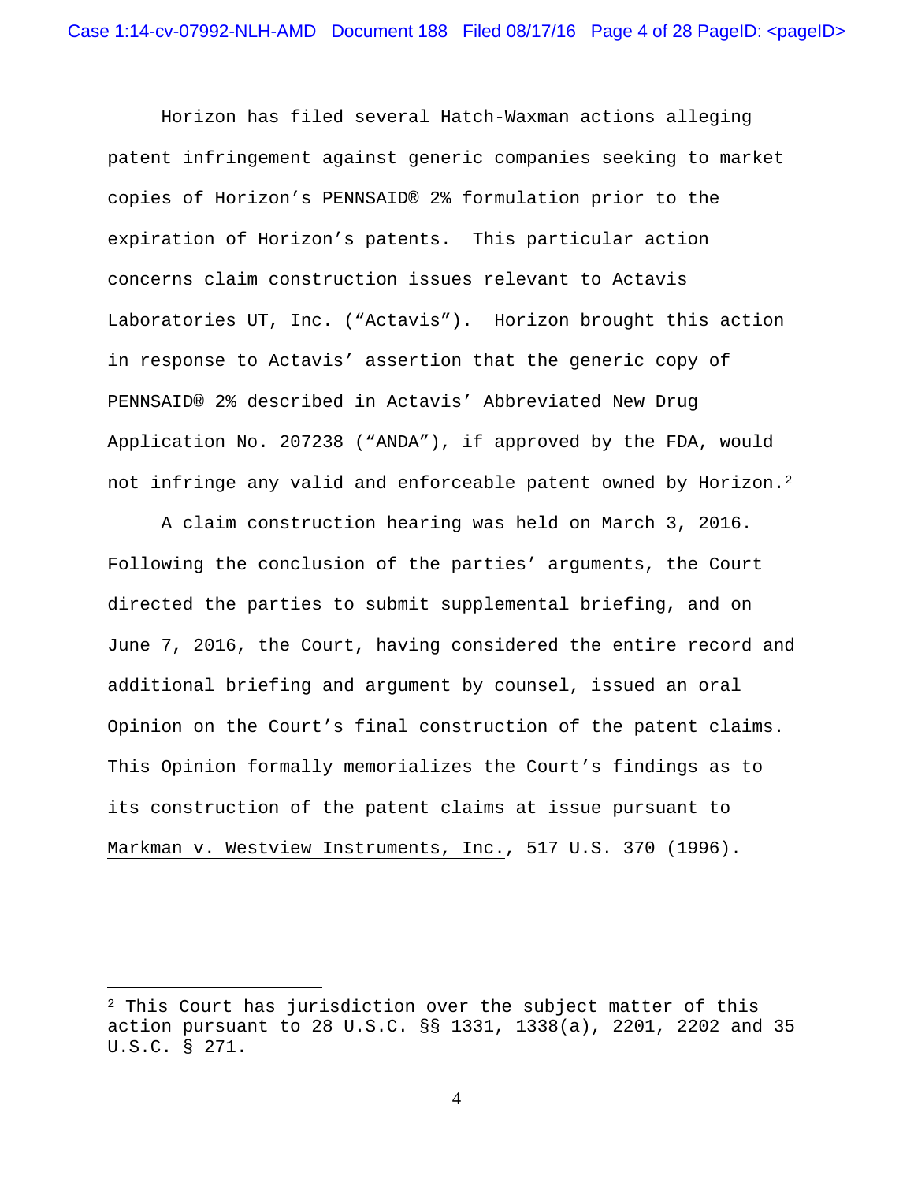Horizon has filed several Hatch-Waxman actions alleging patent infringement against generic companies seeking to market copies of Horizon's PENNSAID® 2% formulation prior to the expiration of Horizon's patents. This particular action concerns claim construction issues relevant to Actavis Laboratories UT, Inc. ("Actavis"). Horizon brought this action in response to Actavis' assertion that the generic copy of PENNSAID® 2% described in Actavis' Abbreviated New Drug Application No. 207238 ("ANDA"), if approved by the FDA, would not infringe any valid and enforceable patent owned by Horizon.[2]

A claim construction hearing was held on March 3, 2016. Following the conclusion of the parties' arguments, the Court directed the parties to submit supplemental briefing, and on June 7, 2016, the Court, having considered the entire record and additional briefing and argument by counsel, issued an oral Opinion on the Court's final construction of the patent claims. This Opinion formally memorializes the Court's findings as to its construction of the patent claims at issue pursuant to Markman v. Westview Instruments, Inc., 517 U.S. 370 (1996).

---

[2] This Court has jurisdiction over the subject matter of this action pursuant to 28 U.S.C. §§ 1331, 1338(a), 2201, 2202 and 35 U.S.C. § 271.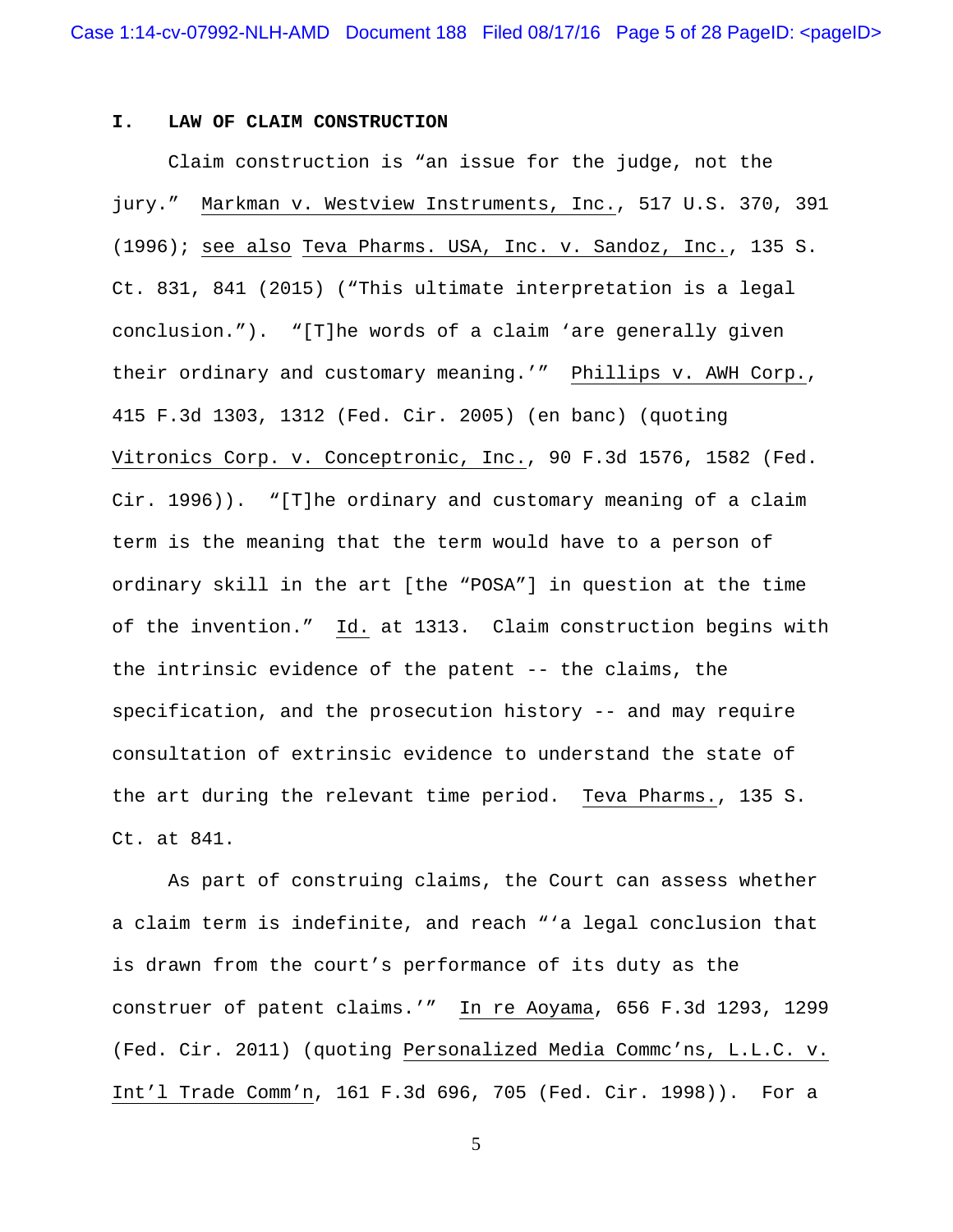## I. LAW OF CLAIM CONSTRUCTION

Claim construction is "an issue for the judge, not the jury." Markman v. Westview Instruments, Inc., 517 U.S. 370, 391 (1996); see also Teva Pharms. USA, Inc. v. Sandoz, Inc., 135 S. Ct. 831, 841 (2015) ("This ultimate interpretation is a legal conclusion."). "[T]he words of a claim 'are generally given their ordinary and customary meaning.'" Phillips v. AWH Corp., 415 F.3d 1303, 1312 (Fed. Cir. 2005) (en banc) (quoting Vitronics Corp. v. Conceptronic, Inc., 90 F.3d 1576, 1582 (Fed. Cir. 1996)). "[T]he ordinary and customary meaning of a claim term is the meaning that the term would have to a person of ordinary skill in the art [the "POSA"] in question at the time of the invention." Id. at 1313. Claim construction begins with the intrinsic evidence of the patent -- the claims, the specification, and the prosecution history -- and may require consultation of extrinsic evidence to understand the state of the art during the relevant time period. Teva Pharms., 135 S. Ct. at 841.

As part of construing claims, the Court can assess whether a claim term is indefinite, and reach "'a legal conclusion that is drawn from the court's performance of its duty as the construer of patent claims.'" In re Aoyama, 656 F.3d 1293, 1299 (Fed. Cir. 2011) (quoting Personalized Media Commc'ns, L.L.C. v. Int'l Trade Comm'n, 161 F.3d 696, 705 (Fed. Cir. 1998)). For a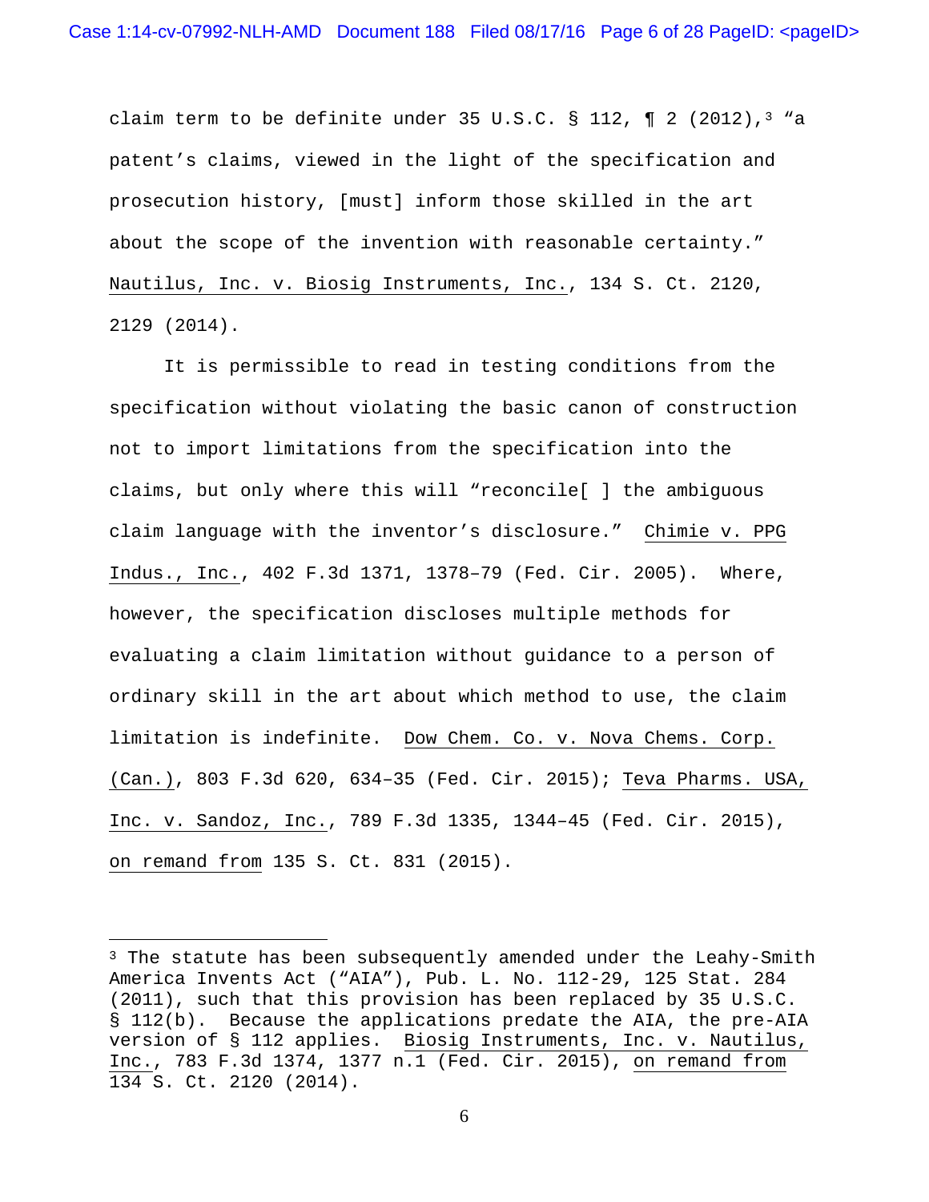claim term to be definite under 35 U.S.C. § 112, ¶ 2 (2012),[3] "a patent's claims, viewed in the light of the specification and prosecution history, [must] inform those skilled in the art about the scope of the invention with reasonable certainty." Nautilus, Inc. v. Biosig Instruments, Inc., 134 S. Ct. 2120, 2129 (2014).

It is permissible to read in testing conditions from the specification without violating the basic canon of construction not to import limitations from the specification into the claims, but only where this will "reconcile[ ] the ambiguous claim language with the inventor's disclosure." Chimie v. PPG Indus., Inc., 402 F.3d 1371, 1378–79 (Fed. Cir. 2005). Where, however, the specification discloses multiple methods for evaluating a claim limitation without guidance to a person of ordinary skill in the art about which method to use, the claim limitation is indefinite. Dow Chem. Co. v. Nova Chems. Corp. (Can.), 803 F.3d 620, 634–35 (Fed. Cir. 2015); Teva Pharms. USA, Inc. v. Sandoz, Inc., 789 F.3d 1335, 1344–45 (Fed. Cir. 2015), on remand from 135 S. Ct. 831 (2015).

---

[3] The statute has been subsequently amended under the Leahy-Smith America Invents Act ("AIA"), Pub. L. No. 112-29, 125 Stat. 284 (2011), such that this provision has been replaced by 35 U.S.C. § 112(b). Because the applications predate the AIA, the pre-AIA version of § 112 applies. Biosig Instruments, Inc. v. Nautilus, Inc., 783 F.3d 1374, 1377 n.1 (Fed. Cir. 2015), on remand from 134 S. Ct. 2120 (2014).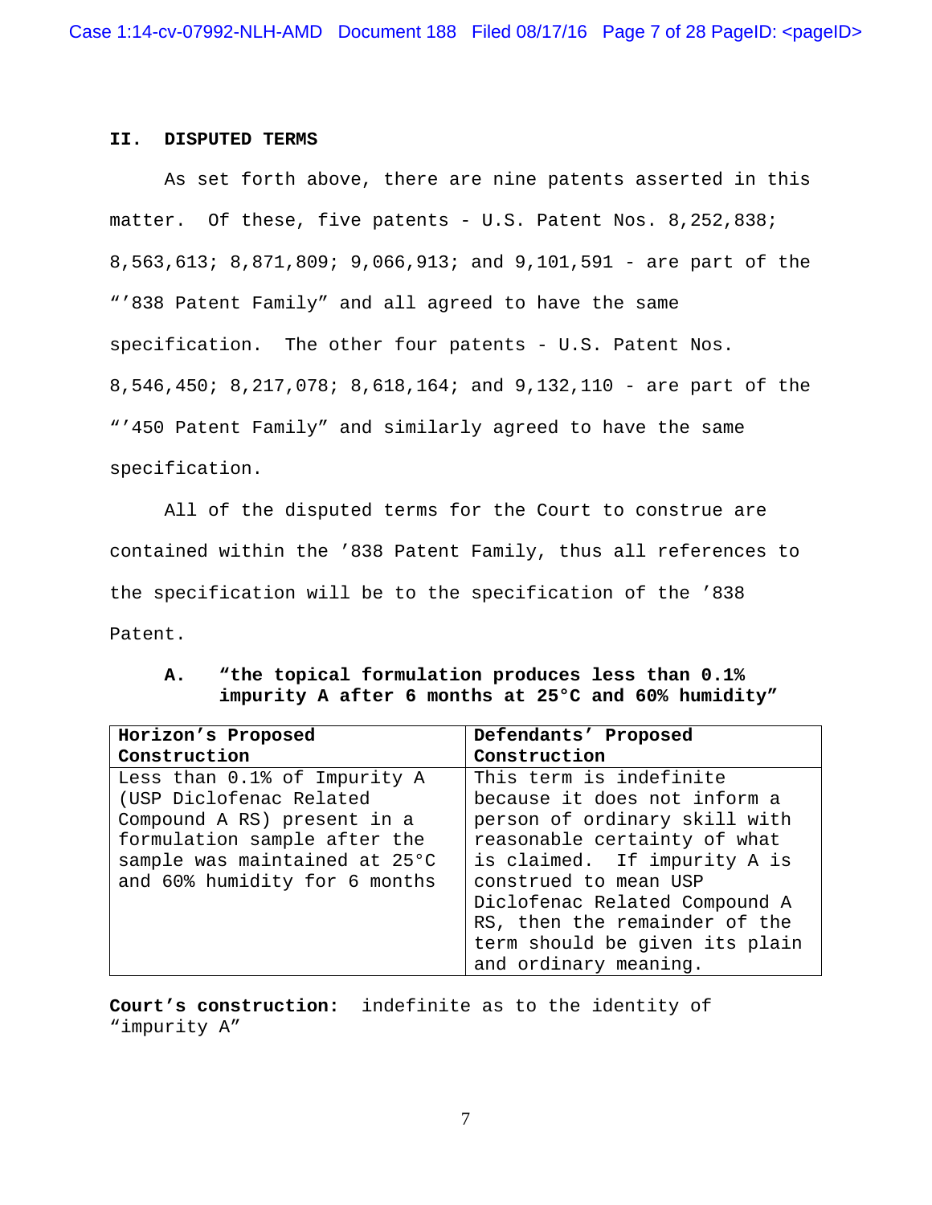## II. DISPUTED TERMS

As set forth above, there are nine patents asserted in this matter. Of these, five patents - U.S. Patent Nos. 8,252,838; 8,563,613; 8,871,809; 9,066,913; and 9,101,591 - are part of the "'838 Patent Family" and all agreed to have the same specification. The other four patents - U.S. Patent Nos. 8,546,450; 8,217,078; 8,618,164; and 9,132,110 - are part of the "'450 Patent Family" and similarly agreed to have the same specification.

All of the disputed terms for the Court to construe are contained within the '838 Patent Family, thus all references to the specification will be to the specification of the '838 Patent.

### A. "the topical formulation produces less than 0.1% impurity A after 6 months at 25°C and 60% humidity"

| Horizon's Proposed Construction | Defendants' Proposed Construction |
|---|---|
| Less than 0.1% of Impurity A (USP Diclofenac Related Compound A RS) present in a formulation sample after the sample was maintained at 25°C and 60% humidity for 6 months | This term is indefinite because it does not inform a person of ordinary skill with reasonable certainty of what is claimed. If impurity A is construed to mean USP Diclofenac Related Compound A RS, then the remainder of the term should be given its plain and ordinary meaning. |

**Court's construction:** indefinite as to the identity of "impurity A"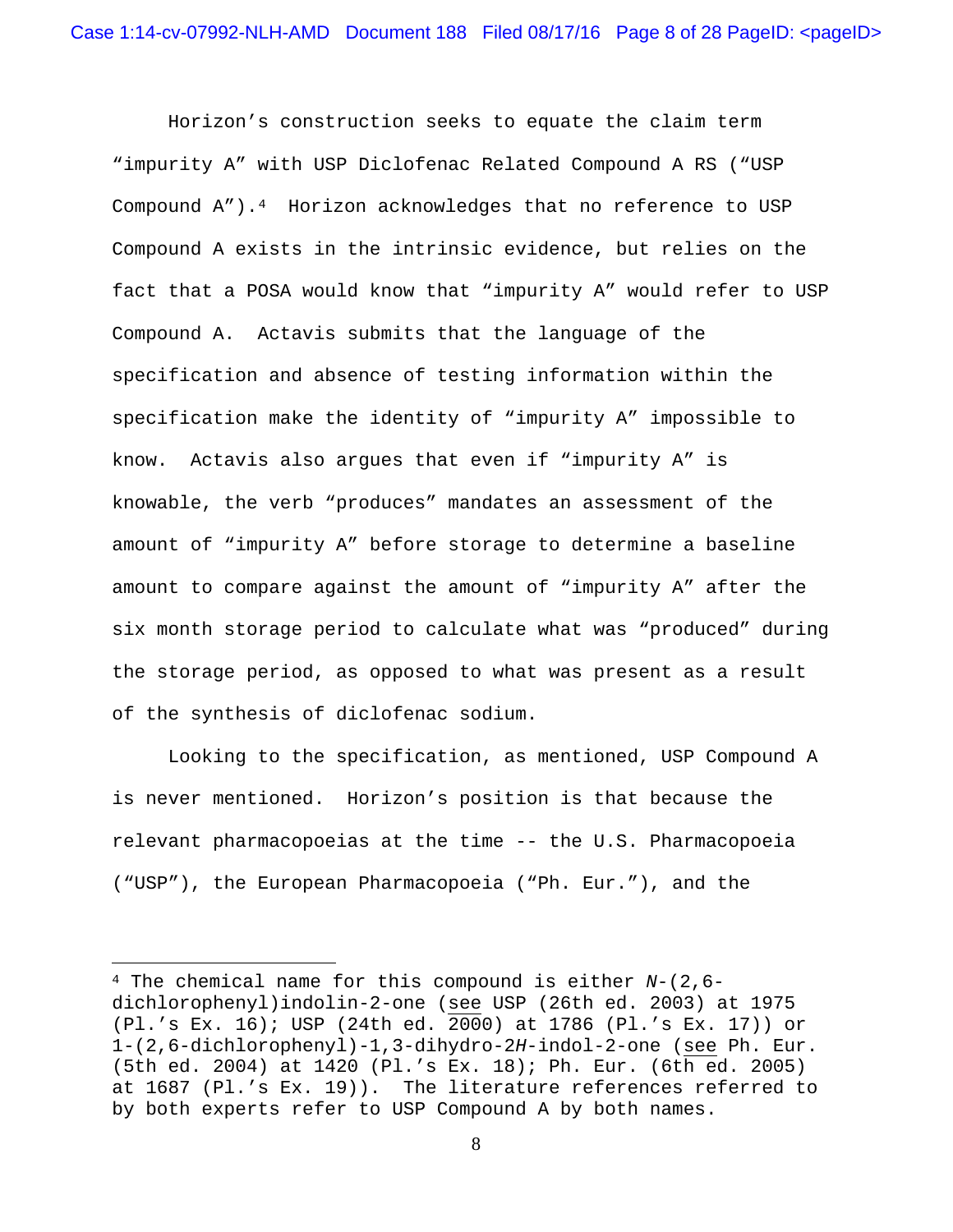Horizon's construction seeks to equate the claim term "impurity A" with USP Diclofenac Related Compound A RS ("USP Compound A").[4] Horizon acknowledges that no reference to USP Compound A exists in the intrinsic evidence, but relies on the fact that a POSA would know that "impurity A" would refer to USP Compound A. Actavis submits that the language of the specification and absence of testing information within the specification make the identity of "impurity A" impossible to know. Actavis also argues that even if "impurity A" is knowable, the verb "produces" mandates an assessment of the amount of "impurity A" before storage to determine a baseline amount to compare against the amount of "impurity A" after the six month storage period to calculate what was "produced" during the storage period, as opposed to what was present as a result of the synthesis of diclofenac sodium.

Looking to the specification, as mentioned, USP Compound A is never mentioned. Horizon's position is that because the relevant pharmacopoeias at the time -- the U.S. Pharmacopoeia ("USP"), the European Pharmacopoeia ("Ph. Eur."), and the

---

[4] The chemical name for this compound is either *N*-(2,6-dichlorophenyl)indolin-2-one (see USP (26th ed. 2003) at 1975 (Pl.'s Ex. 16); USP (24th ed. 2000) at 1786 (Pl.'s Ex. 17)) or 1-(2,6-dichlorophenyl)-1,3-dihydro-2*H*-indol-2-one (see Ph. Eur. (5th ed. 2004) at 1420 (Pl.'s Ex. 18); Ph. Eur. (6th ed. 2005) at 1687 (Pl.'s Ex. 19)). The literature references referred to by both experts refer to USP Compound A by both names.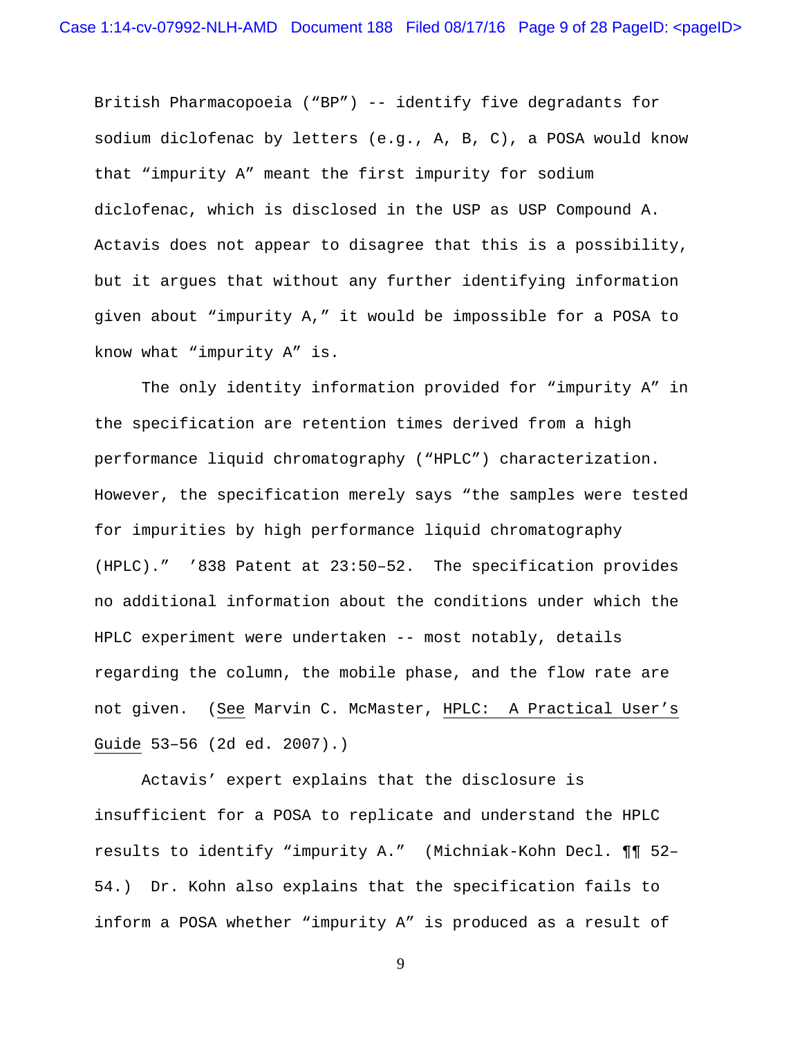British Pharmacopoeia ("BP") -- identify five degradants for sodium diclofenac by letters (e.g., A, B, C), a POSA would know that "impurity A" meant the first impurity for sodium diclofenac, which is disclosed in the USP as USP Compound A. Actavis does not appear to disagree that this is a possibility, but it argues that without any further identifying information given about "impurity A," it would be impossible for a POSA to know what "impurity A" is.

The only identity information provided for "impurity A" in the specification are retention times derived from a high performance liquid chromatography ("HPLC") characterization. However, the specification merely says "the samples were tested for impurities by high performance liquid chromatography (HPLC)." '838 Patent at 23:50–52. The specification provides no additional information about the conditions under which the HPLC experiment were undertaken -- most notably, details regarding the column, the mobile phase, and the flow rate are not given. (See Marvin C. McMaster, HPLC: A Practical User's Guide 53–56 (2d ed. 2007).)

Actavis' expert explains that the disclosure is insufficient for a POSA to replicate and understand the HPLC results to identify "impurity A." (Michniak-Kohn Decl. ¶¶ 52–54.) Dr. Kohn also explains that the specification fails to inform a POSA whether "impurity A" is produced as a result of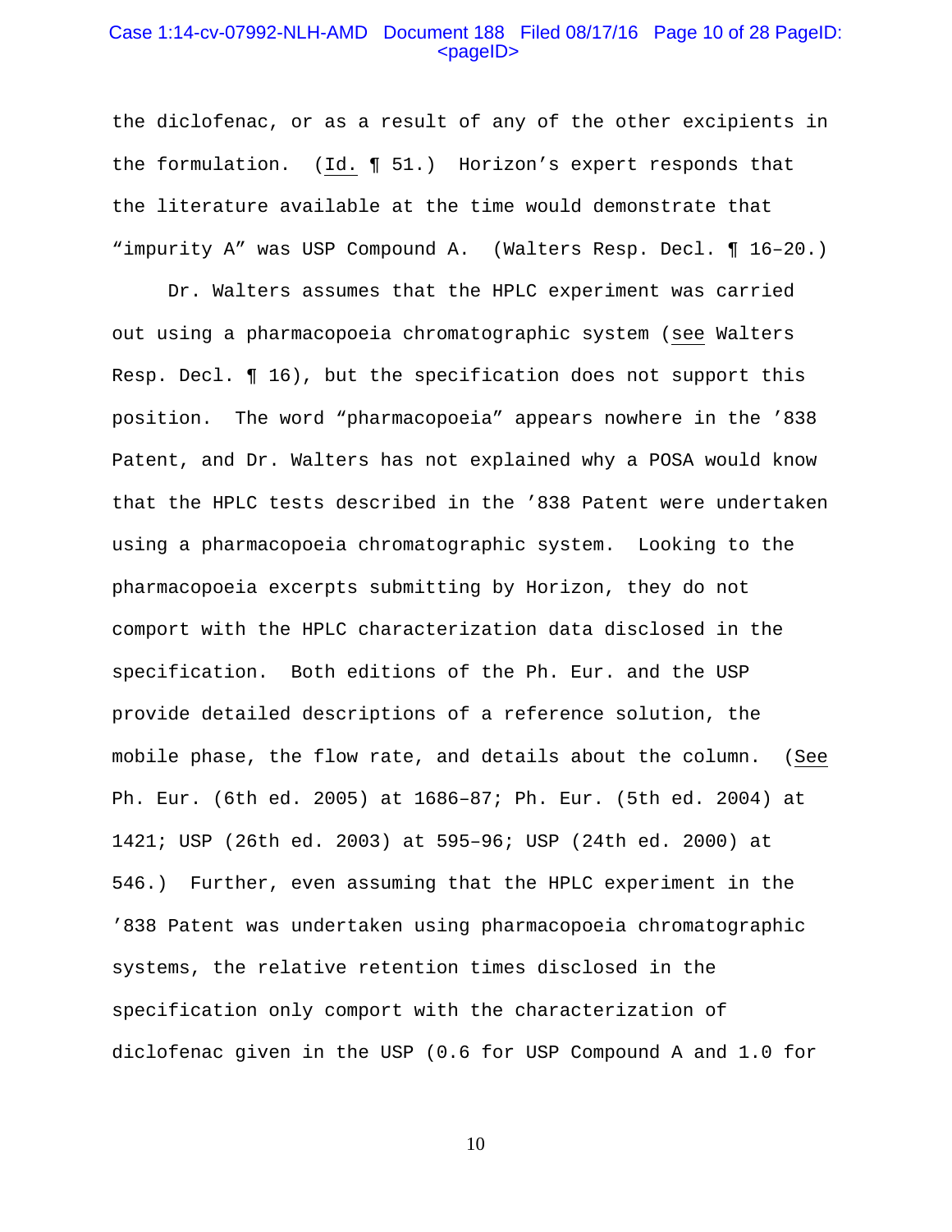the diclofenac, or as a result of any of the other excipients in the formulation. (Id. ¶ 51.) Horizon's expert responds that the literature available at the time would demonstrate that "impurity A" was USP Compound A. (Walters Resp. Decl. ¶ 16–20.)

Dr. Walters assumes that the HPLC experiment was carried out using a pharmacopoeia chromatographic system (see Walters Resp. Decl. ¶ 16), but the specification does not support this position. The word "pharmacopoeia" appears nowhere in the '838 Patent, and Dr. Walters has not explained why a POSA would know that the HPLC tests described in the '838 Patent were undertaken using a pharmacopoeia chromatographic system. Looking to the pharmacopoeia excerpts submitting by Horizon, they do not comport with the HPLC characterization data disclosed in the specification. Both editions of the Ph. Eur. and the USP provide detailed descriptions of a reference solution, the mobile phase, the flow rate, and details about the column. (See Ph. Eur. (6th ed. 2005) at 1686–87; Ph. Eur. (5th ed. 2004) at 1421; USP (26th ed. 2003) at 595–96; USP (24th ed. 2000) at 546.) Further, even assuming that the HPLC experiment in the '838 Patent was undertaken using pharmacopoeia chromatographic systems, the relative retention times disclosed in the specification only comport with the characterization of diclofenac given in the USP (0.6 for USP Compound A and 1.0 for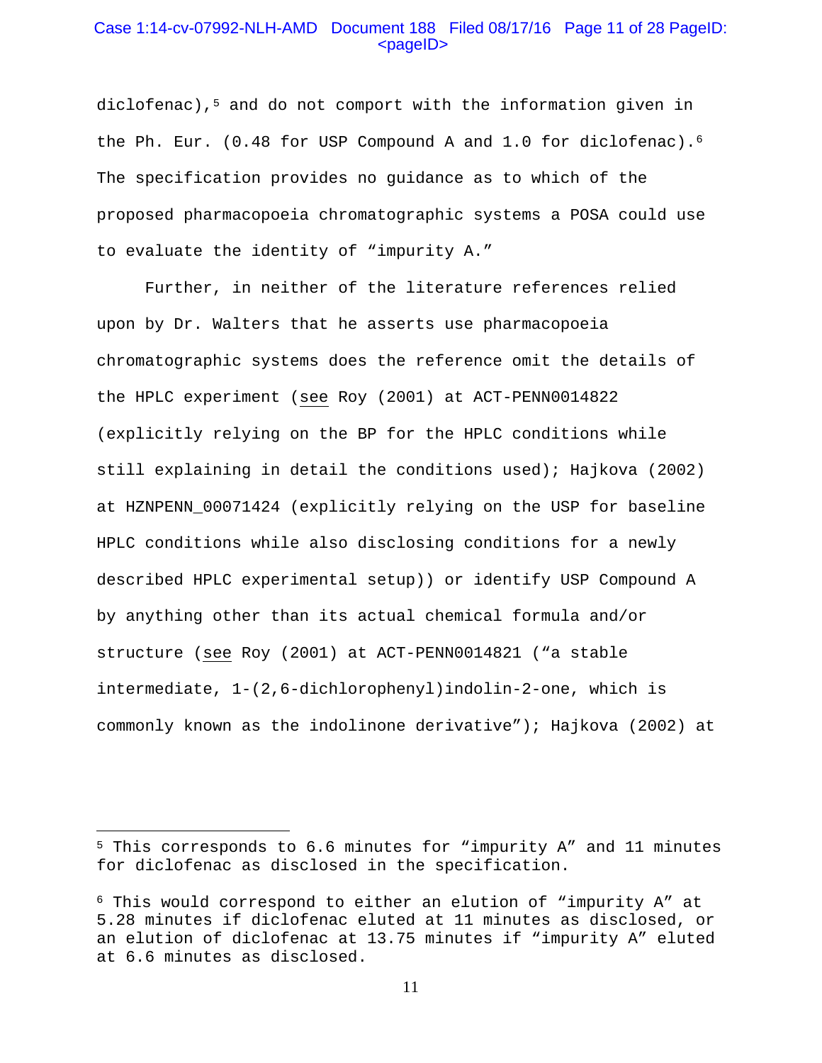diclofenac),[5] and do not comport with the information given in the Ph. Eur. (0.48 for USP Compound A and 1.0 for diclofenac).[6] The specification provides no guidance as to which of the proposed pharmacopoeia chromatographic systems a POSA could use to evaluate the identity of "impurity A."

Further, in neither of the literature references relied upon by Dr. Walters that he asserts use pharmacopoeia chromatographic systems does the reference omit the details of the HPLC experiment (see Roy (2001) at ACT-PENN0014822 (explicitly relying on the BP for the HPLC conditions while still explaining in detail the conditions used); Hajkova (2002) at HZNPENN_00071424 (explicitly relying on the USP for baseline HPLC conditions while also disclosing conditions for a newly described HPLC experimental setup)) or identify USP Compound A by anything other than its actual chemical formula and/or structure (see Roy (2001) at ACT-PENN0014821 ("a stable intermediate, 1-(2,6-dichlorophenyl)indolin-2-one, which is commonly known as the indolinone derivative"); Hajkova (2002) at

---

[5] This corresponds to 6.6 minutes for "impurity A" and 11 minutes for diclofenac as disclosed in the specification.

[6] This would correspond to either an elution of "impurity A" at 5.28 minutes if diclofenac eluted at 11 minutes as disclosed, or an elution of diclofenac at 13.75 minutes if "impurity A" eluted at 6.6 minutes as disclosed.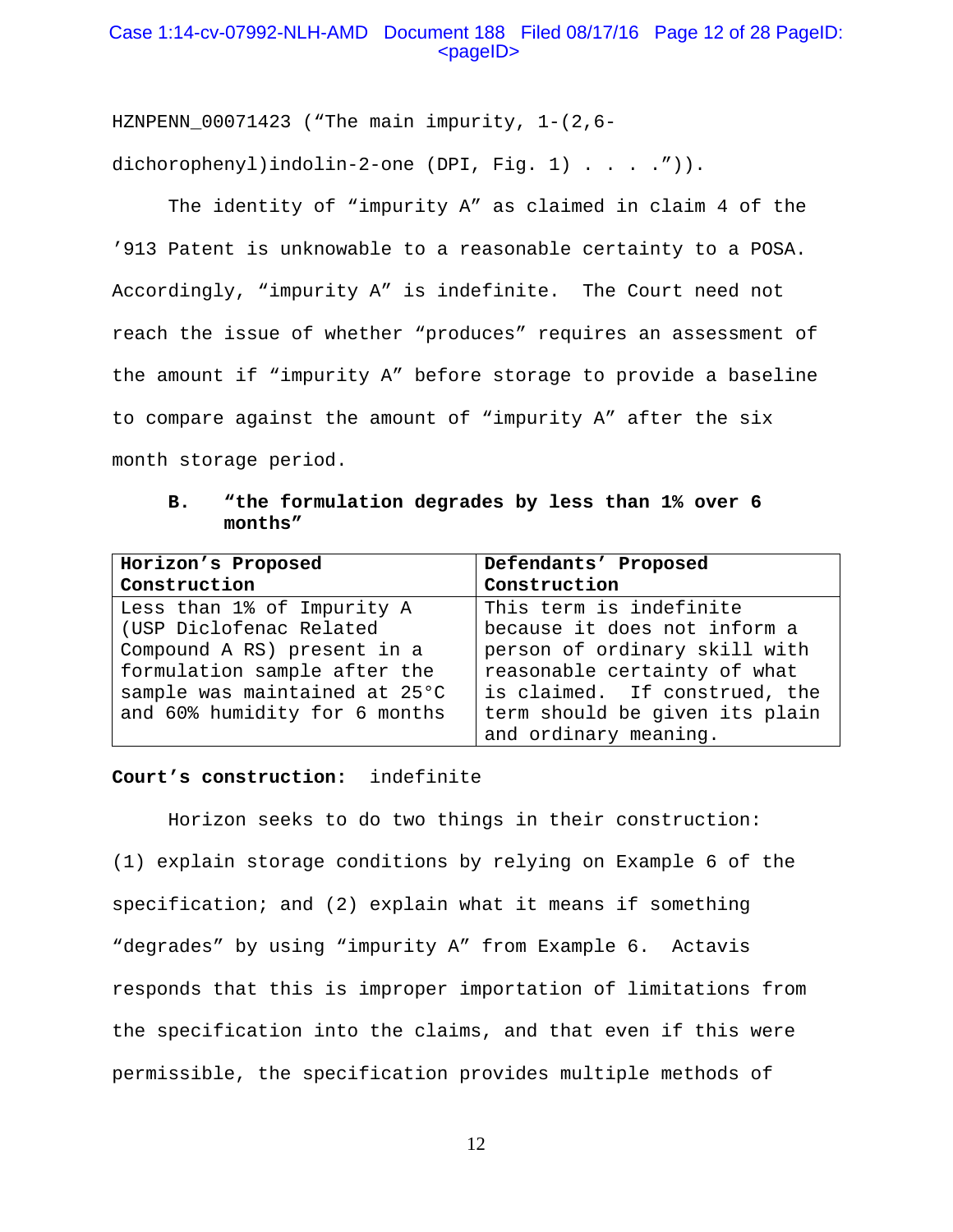HZNPENN_00071423 ("The main impurity, 1-(2,6-dichorophenyl)indolin-2-one (DPI, Fig. 1) . . . .")).

The identity of "impurity A" as claimed in claim 4 of the '913 Patent is unknowable to a reasonable certainty to a POSA. Accordingly, "impurity A" is indefinite. The Court need not reach the issue of whether "produces" requires an assessment of the amount if "impurity A" before storage to provide a baseline to compare against the amount of "impurity A" after the six month storage period.

**B. "the formulation degrades by less than 1% over 6 months"**

| Horizon's Proposed Construction | Defendants' Proposed Construction |
|---|---|
| Less than 1% of Impurity A (USP Diclofenac Related Compound A RS) present in a formulation sample after the sample was maintained at 25°C and 60% humidity for 6 months | This term is indefinite because it does not inform a person of ordinary skill with reasonable certainty of what is claimed. If construed, the term should be given its plain and ordinary meaning. |

**Court's construction:** indefinite

Horizon seeks to do two things in their construction: (1) explain storage conditions by relying on Example 6 of the specification; and (2) explain what it means if something "degrades" by using "impurity A" from Example 6. Actavis responds that this is improper importation of limitations from the specification into the claims, and that even if this were permissible, the specification provides multiple methods of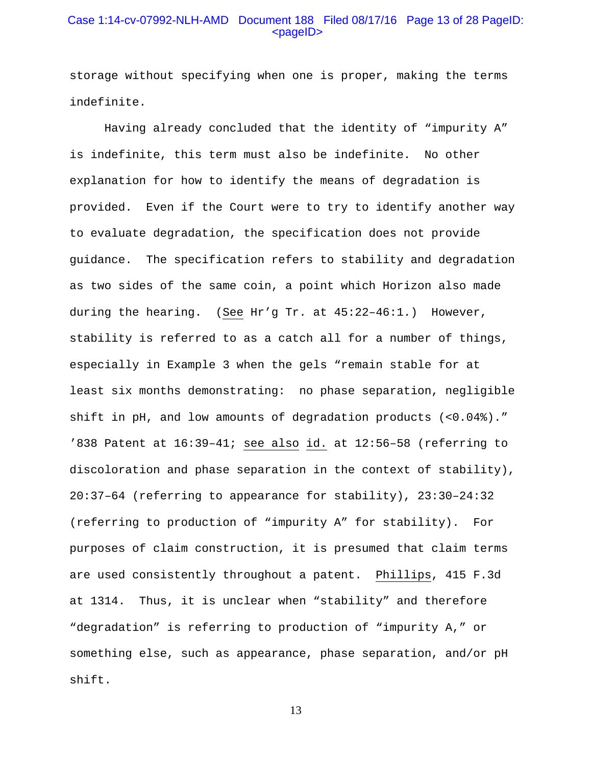storage without specifying when one is proper, making the terms indefinite.

Having already concluded that the identity of "impurity A" is indefinite, this term must also be indefinite. No other explanation for how to identify the means of degradation is provided. Even if the Court were to try to identify another way to evaluate degradation, the specification does not provide guidance. The specification refers to stability and degradation as two sides of the same coin, a point which Horizon also made during the hearing. (See Hr'g Tr. at 45:22–46:1.) However, stability is referred to as a catch all for a number of things, especially in Example 3 when the gels "remain stable for at least six months demonstrating: no phase separation, negligible shift in pH, and low amounts of degradation products (<0.04%)." '838 Patent at 16:39–41; see also id. at 12:56–58 (referring to discoloration and phase separation in the context of stability), 20:37–64 (referring to appearance for stability), 23:30–24:32 (referring to production of "impurity A" for stability). For purposes of claim construction, it is presumed that claim terms are used consistently throughout a patent. Phillips, 415 F.3d at 1314. Thus, it is unclear when "stability" and therefore "degradation" is referring to production of "impurity A," or something else, such as appearance, phase separation, and/or pH shift.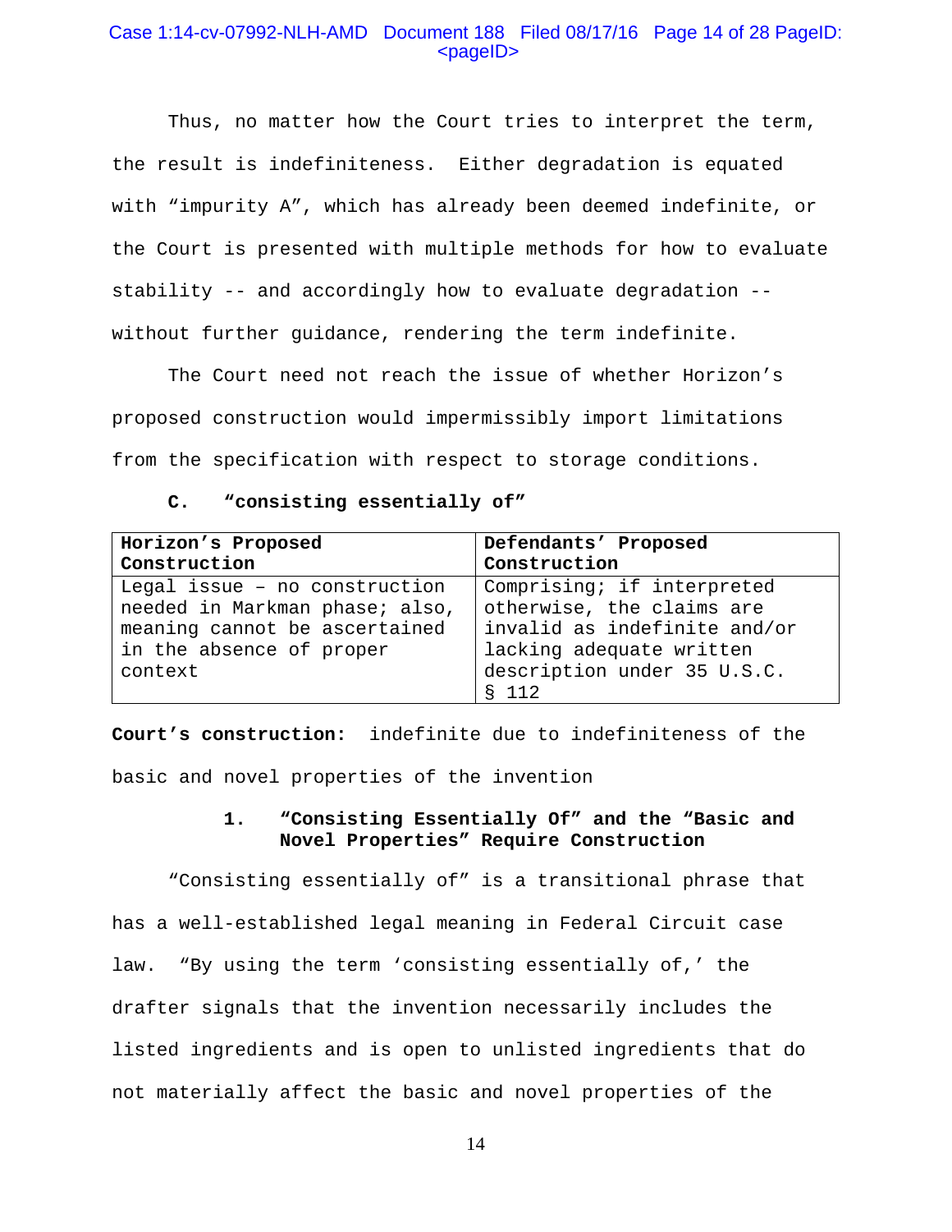Thus, no matter how the Court tries to interpret the term, the result is indefiniteness. Either degradation is equated with "impurity A", which has already been deemed indefinite, or the Court is presented with multiple methods for how to evaluate stability -- and accordingly how to evaluate degradation -- without further guidance, rendering the term indefinite.

The Court need not reach the issue of whether Horizon's proposed construction would impermissibly import limitations from the specification with respect to storage conditions.

### C. "consisting essentially of"

| Horizon's Proposed Construction | Defendants' Proposed Construction |
|---|---|
| Legal issue – no construction needed in Markman phase; also, meaning cannot be ascertained in the absence of proper context | Comprising; if interpreted otherwise, the claims are invalid as indefinite and/or lacking adequate written description under 35 U.S.C. § 112 |

**Court's construction:** indefinite due to indefiniteness of the basic and novel properties of the invention

#### 1. "Consisting Essentially Of" and the "Basic and Novel Properties" Require Construction

"Consisting essentially of" is a transitional phrase that has a well-established legal meaning in Federal Circuit case law. "By using the term 'consisting essentially of,' the drafter signals that the invention necessarily includes the listed ingredients and is open to unlisted ingredients that do not materially affect the basic and novel properties of the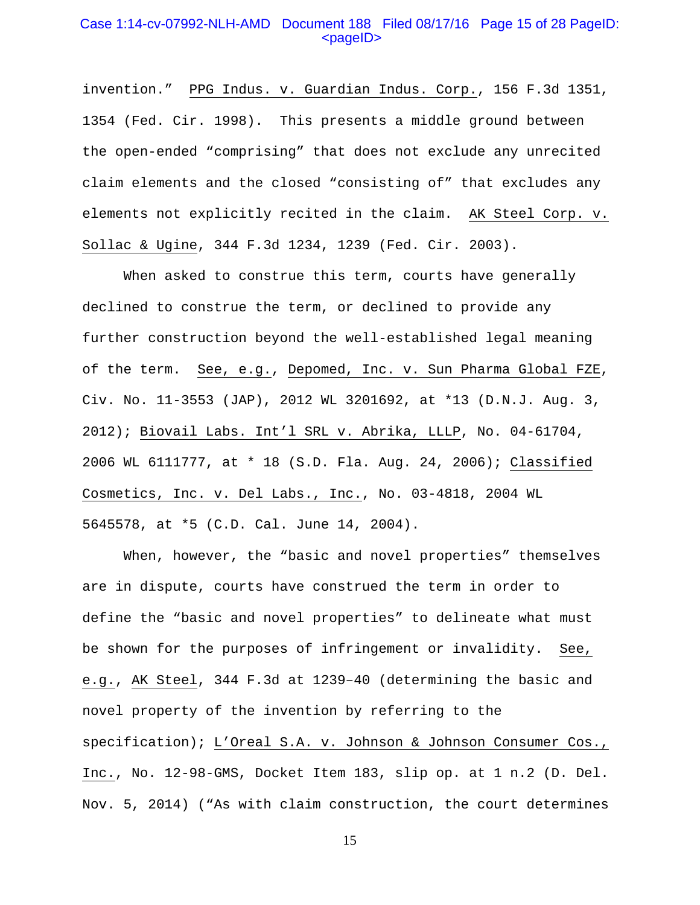invention." PPG Indus. v. Guardian Indus. Corp., 156 F.3d 1351, 1354 (Fed. Cir. 1998). This presents a middle ground between the open-ended "comprising" that does not exclude any unrecited claim elements and the closed "consisting of" that excludes any elements not explicitly recited in the claim. AK Steel Corp. v. Sollac & Ugine, 344 F.3d 1234, 1239 (Fed. Cir. 2003).

When asked to construe this term, courts have generally declined to construe the term, or declined to provide any further construction beyond the well-established legal meaning of the term. See, e.g., Depomed, Inc. v. Sun Pharma Global FZE, Civ. No. 11-3553 (JAP), 2012 WL 3201692, at *13 (D.N.J. Aug. 3, 2012); Biovail Labs. Int'l SRL v. Abrika, LLLP, No. 04-61704, 2006 WL 6111777, at * 18 (S.D. Fla. Aug. 24, 2006); Classified Cosmetics, Inc. v. Del Labs., Inc., No. 03-4818, 2004 WL 5645578, at *5 (C.D. Cal. June 14, 2004).

When, however, the "basic and novel properties" themselves are in dispute, courts have construed the term in order to define the "basic and novel properties" to delineate what must be shown for the purposes of infringement or invalidity. See, e.g., AK Steel, 344 F.3d at 1239–40 (determining the basic and novel property of the invention by referring to the specification); L'Oreal S.A. v. Johnson & Johnson Consumer Cos., Inc., No. 12-98-GMS, Docket Item 183, slip op. at 1 n.2 (D. Del. Nov. 5, 2014) ("As with claim construction, the court determines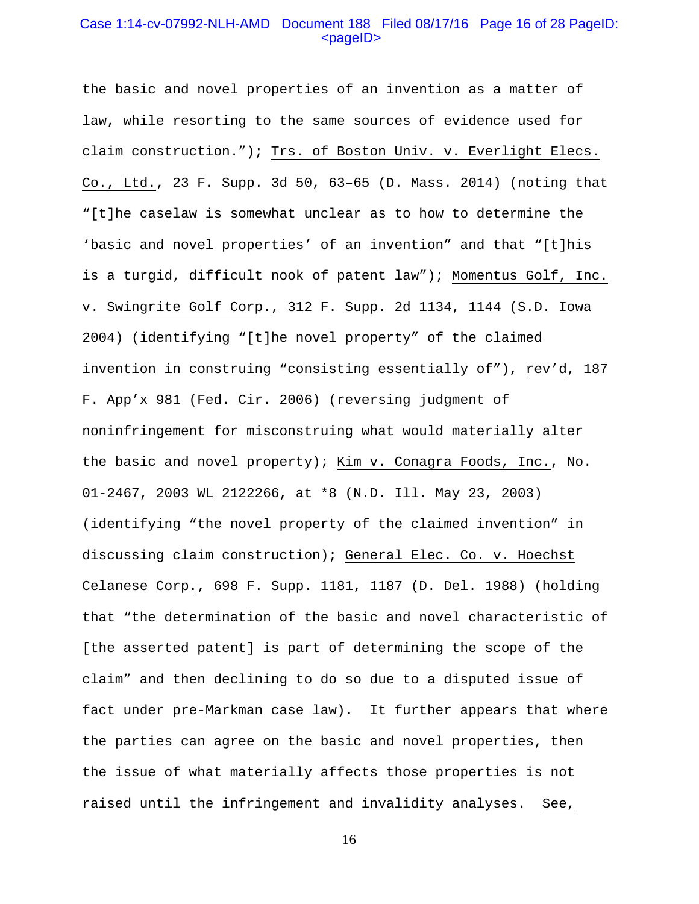the basic and novel properties of an invention as a matter of law, while resorting to the same sources of evidence used for claim construction."); Trs. of Boston Univ. v. Everlight Elecs. Co., Ltd., 23 F. Supp. 3d 50, 63–65 (D. Mass. 2014) (noting that "[t]he caselaw is somewhat unclear as to how to determine the 'basic and novel properties' of an invention" and that "[t]his is a turgid, difficult nook of patent law"); Momentus Golf, Inc. v. Swingrite Golf Corp., 312 F. Supp. 2d 1134, 1144 (S.D. Iowa 2004) (identifying "[t]he novel property" of the claimed invention in construing "consisting essentially of"), rev'd, 187 F. App'x 981 (Fed. Cir. 2006) (reversing judgment of noninfringement for misconstruing what would materially alter the basic and novel property); Kim v. Conagra Foods, Inc., No. 01-2467, 2003 WL 2122266, at *8 (N.D. Ill. May 23, 2003) (identifying "the novel property of the claimed invention" in discussing claim construction); General Elec. Co. v. Hoechst Celanese Corp., 698 F. Supp. 1181, 1187 (D. Del. 1988) (holding that "the determination of the basic and novel characteristic of [the asserted patent] is part of determining the scope of the claim" and then declining to do so due to a disputed issue of fact under pre-Markman case law). It further appears that where the parties can agree on the basic and novel properties, then the issue of what materially affects those properties is not raised until the infringement and invalidity analyses. See,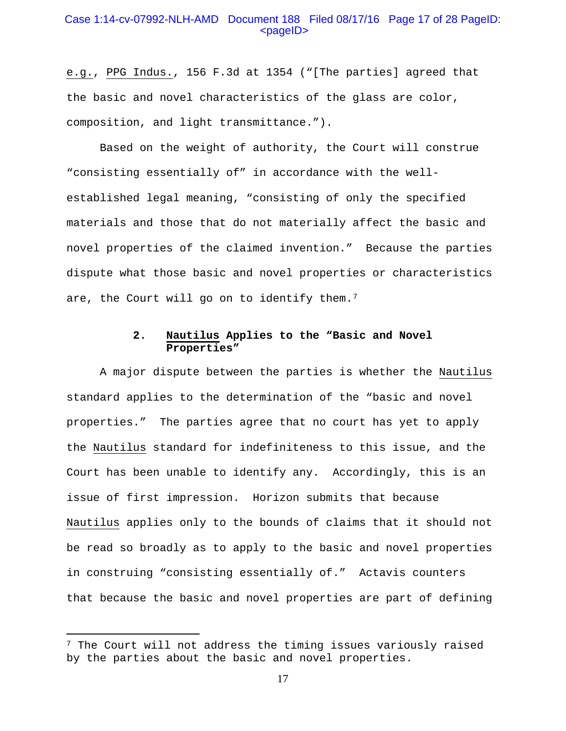e.g., PPG Indus., 156 F.3d at 1354 ("[The parties] agreed that the basic and novel characteristics of the glass are color, composition, and light transmittance.").

Based on the weight of authority, the Court will construe "consisting essentially of" in accordance with the well-established legal meaning, "consisting of only the specified materials and those that do not materially affect the basic and novel properties of the claimed invention." Because the parties dispute what those basic and novel properties or characteristics are, the Court will go on to identify them.[7]

### 2. Nautilus Applies to the "Basic and Novel Properties"

A major dispute between the parties is whether the Nautilus standard applies to the determination of the "basic and novel properties." The parties agree that no court has yet to apply the Nautilus standard for indefiniteness to this issue, and the Court has been unable to identify any. Accordingly, this is an issue of first impression. Horizon submits that because Nautilus applies only to the bounds of claims that it should not be read so broadly as to apply to the basic and novel properties in construing "consisting essentially of." Actavis counters that because the basic and novel properties are part of defining

---

[7] The Court will not address the timing issues variously raised by the parties about the basic and novel properties.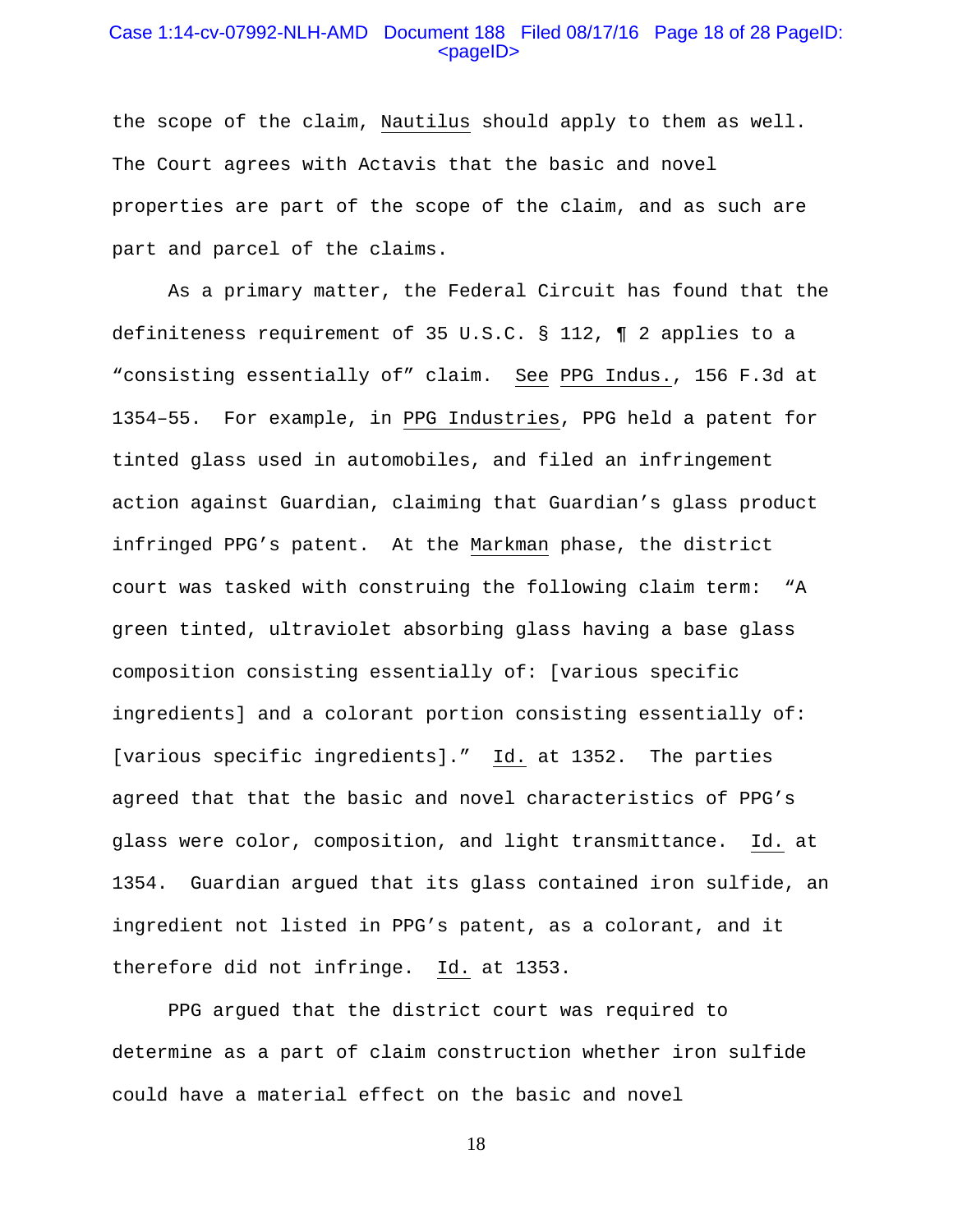the scope of the claim, Nautilus should apply to them as well. The Court agrees with Actavis that the basic and novel properties are part of the scope of the claim, and as such are part and parcel of the claims.

As a primary matter, the Federal Circuit has found that the definiteness requirement of 35 U.S.C. § 112, ¶ 2 applies to a "consisting essentially of" claim. See PPG Indus., 156 F.3d at 1354–55. For example, in PPG Industries, PPG held a patent for tinted glass used in automobiles, and filed an infringement action against Guardian, claiming that Guardian's glass product infringed PPG's patent. At the Markman phase, the district court was tasked with construing the following claim term: "A green tinted, ultraviolet absorbing glass having a base glass composition consisting essentially of: [various specific ingredients] and a colorant portion consisting essentially of: [various specific ingredients]." Id. at 1352. The parties agreed that that the basic and novel characteristics of PPG's glass were color, composition, and light transmittance. Id. at 1354. Guardian argued that its glass contained iron sulfide, an ingredient not listed in PPG's patent, as a colorant, and it therefore did not infringe. Id. at 1353.

PPG argued that the district court was required to determine as a part of claim construction whether iron sulfide could have a material effect on the basic and novel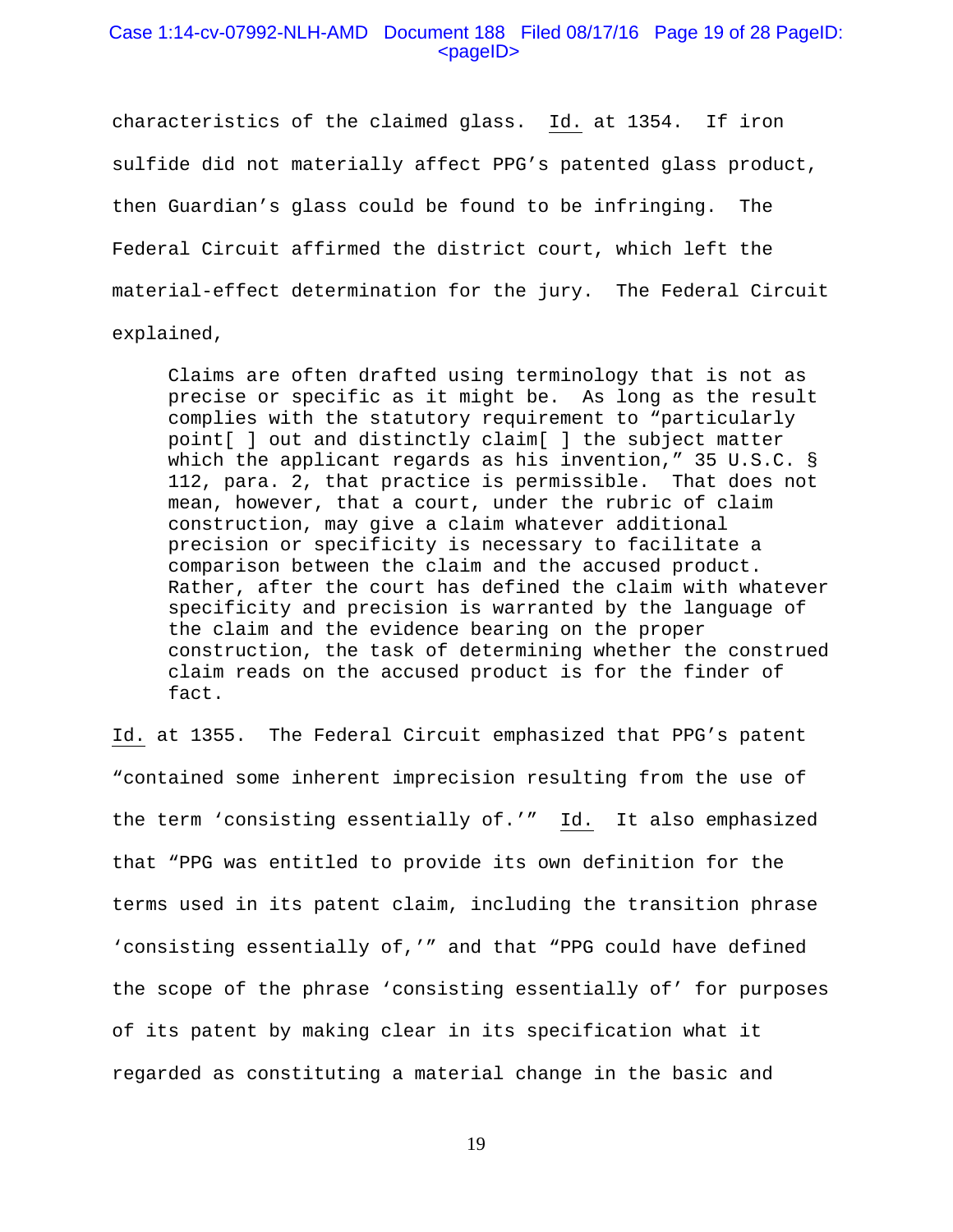characteristics of the claimed glass. Id. at 1354. If iron sulfide did not materially affect PPG's patented glass product, then Guardian's glass could be found to be infringing. The Federal Circuit affirmed the district court, which left the material-effect determination for the jury. The Federal Circuit explained,

> Claims are often drafted using terminology that is not as precise or specific as it might be. As long as the result complies with the statutory requirement to "particularly point[ ] out and distinctly claim[ ] the subject matter which the applicant regards as his invention," 35 U.S.C. § 112, para. 2, that practice is permissible. That does not mean, however, that a court, under the rubric of claim construction, may give a claim whatever additional precision or specificity is necessary to facilitate a comparison between the claim and the accused product. Rather, after the court has defined the claim with whatever specificity and precision is warranted by the language of the claim and the evidence bearing on the proper construction, the task of determining whether the construed claim reads on the accused product is for the finder of fact.

Id. at 1355. The Federal Circuit emphasized that PPG's patent "contained some inherent imprecision resulting from the use of the term 'consisting essentially of.'" Id. It also emphasized that "PPG was entitled to provide its own definition for the terms used in its patent claim, including the transition phrase 'consisting essentially of,'" and that "PPG could have defined the scope of the phrase 'consisting essentially of' for purposes of its patent by making clear in its specification what it regarded as constituting a material change in the basic and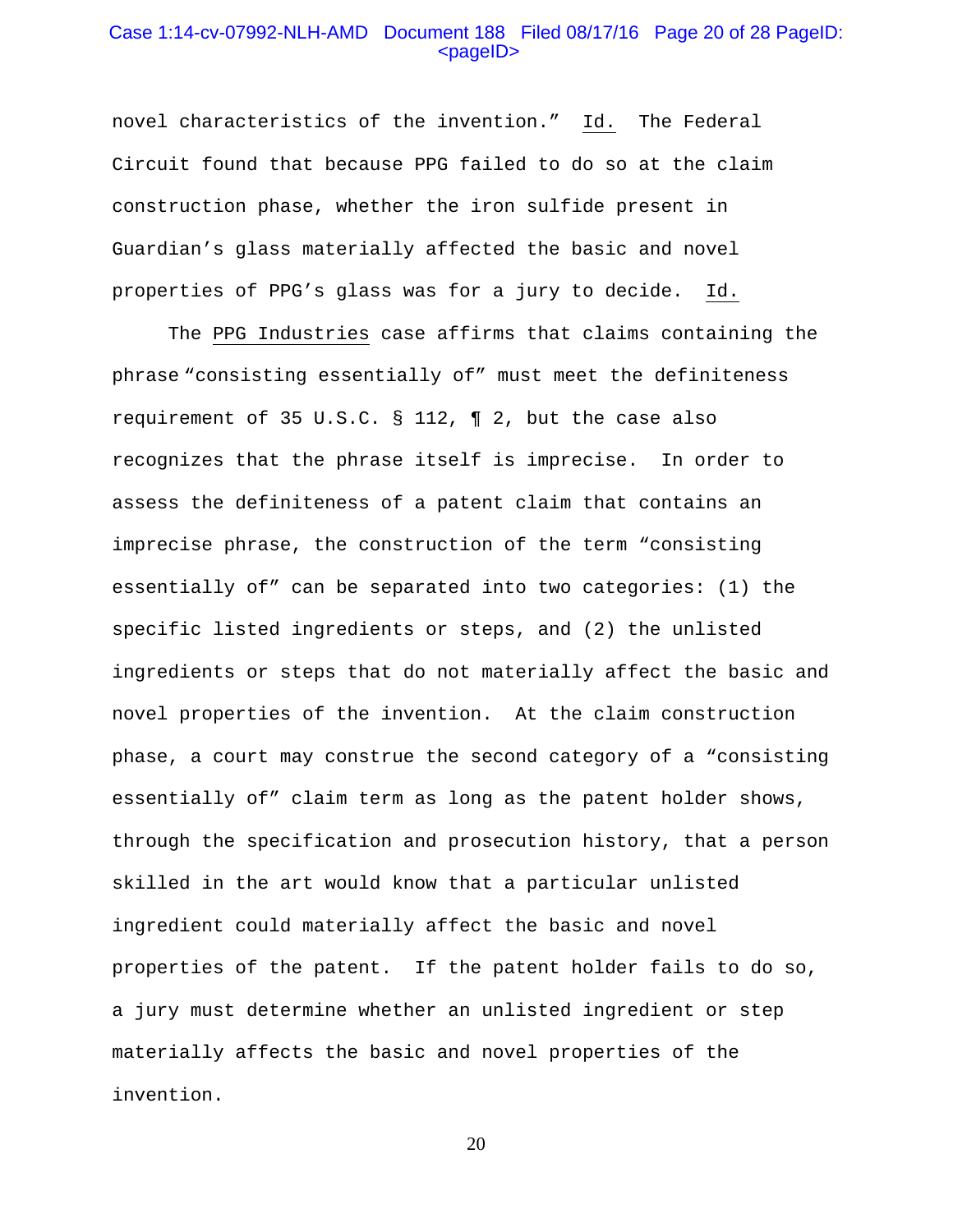novel characteristics of the invention." Id. The Federal Circuit found that because PPG failed to do so at the claim construction phase, whether the iron sulfide present in Guardian's glass materially affected the basic and novel properties of PPG's glass was for a jury to decide. Id.

The PPG Industries case affirms that claims containing the phrase "consisting essentially of" must meet the definiteness requirement of 35 U.S.C. § 112, ¶ 2, but the case also recognizes that the phrase itself is imprecise. In order to assess the definiteness of a patent claim that contains an imprecise phrase, the construction of the term "consisting essentially of" can be separated into two categories: (1) the specific listed ingredients or steps, and (2) the unlisted ingredients or steps that do not materially affect the basic and novel properties of the invention. At the claim construction phase, a court may construe the second category of a "consisting essentially of" claim term as long as the patent holder shows, through the specification and prosecution history, that a person skilled in the art would know that a particular unlisted ingredient could materially affect the basic and novel properties of the patent. If the patent holder fails to do so, a jury must determine whether an unlisted ingredient or step materially affects the basic and novel properties of the invention.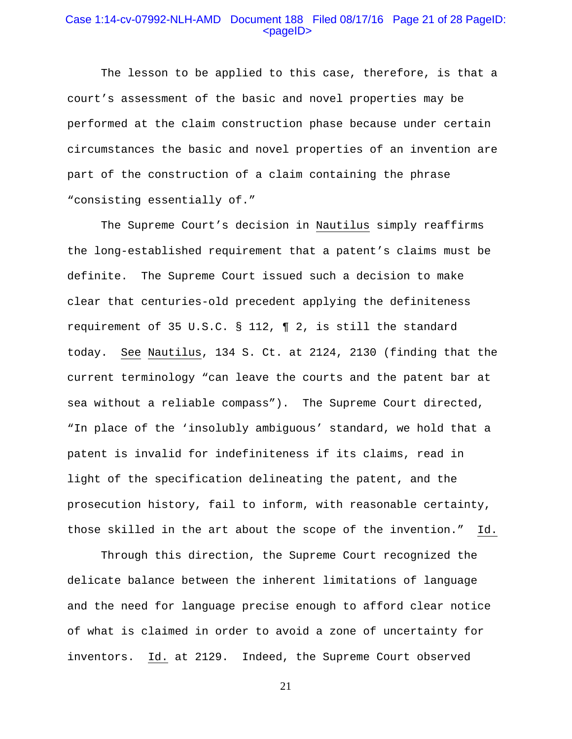The lesson to be applied to this case, therefore, is that a court's assessment of the basic and novel properties may be performed at the claim construction phase because under certain circumstances the basic and novel properties of an invention are part of the construction of a claim containing the phrase "consisting essentially of."

The Supreme Court's decision in Nautilus simply reaffirms the long-established requirement that a patent's claims must be definite. The Supreme Court issued such a decision to make clear that centuries-old precedent applying the definiteness requirement of 35 U.S.C. § 112, ¶ 2, is still the standard today. See Nautilus, 134 S. Ct. at 2124, 2130 (finding that the current terminology "can leave the courts and the patent bar at sea without a reliable compass"). The Supreme Court directed, "In place of the 'insolubly ambiguous' standard, we hold that a patent is invalid for indefiniteness if its claims, read in light of the specification delineating the patent, and the prosecution history, fail to inform, with reasonable certainty, those skilled in the art about the scope of the invention." Id.

Through this direction, the Supreme Court recognized the delicate balance between the inherent limitations of language and the need for language precise enough to afford clear notice of what is claimed in order to avoid a zone of uncertainty for inventors. Id. at 2129. Indeed, the Supreme Court observed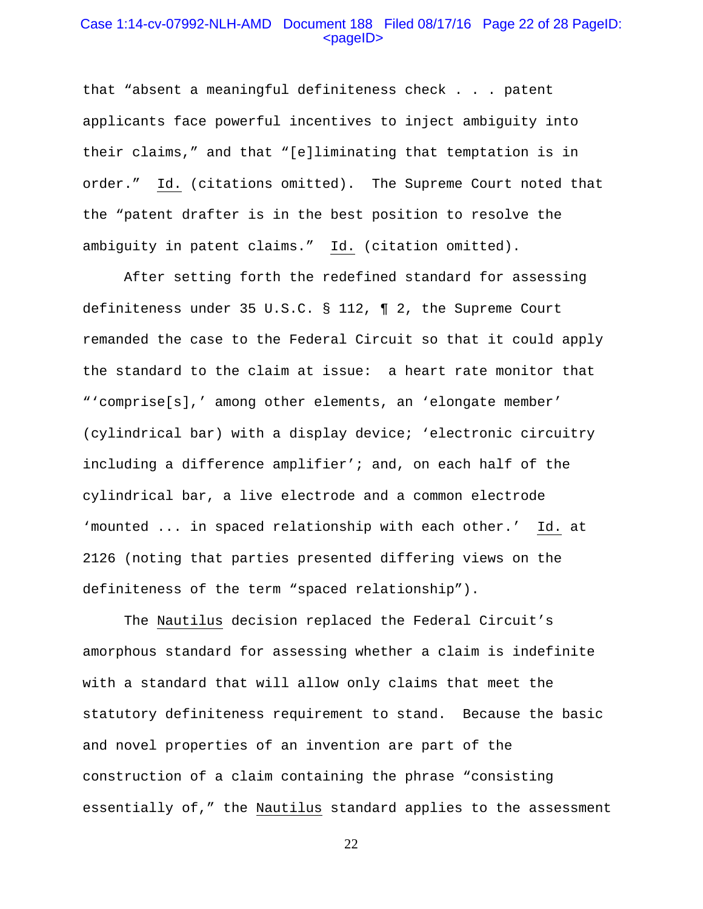that "absent a meaningful definiteness check . . . patent applicants face powerful incentives to inject ambiguity into their claims," and that "[e]liminating that temptation is in order." Id. (citations omitted). The Supreme Court noted that the "patent drafter is in the best position to resolve the ambiguity in patent claims." Id. (citation omitted).

After setting forth the redefined standard for assessing definiteness under 35 U.S.C. § 112, ¶ 2, the Supreme Court remanded the case to the Federal Circuit so that it could apply the standard to the claim at issue: a heart rate monitor that "'comprise[s],' among other elements, an 'elongate member' (cylindrical bar) with a display device; 'electronic circuitry including a difference amplifier'; and, on each half of the cylindrical bar, a live electrode and a common electrode 'mounted ... in spaced relationship with each other.' Id. at 2126 (noting that parties presented differing views on the definiteness of the term "spaced relationship").

The Nautilus decision replaced the Federal Circuit's amorphous standard for assessing whether a claim is indefinite with a standard that will allow only claims that meet the statutory definiteness requirement to stand. Because the basic and novel properties of an invention are part of the construction of a claim containing the phrase "consisting essentially of," the Nautilus standard applies to the assessment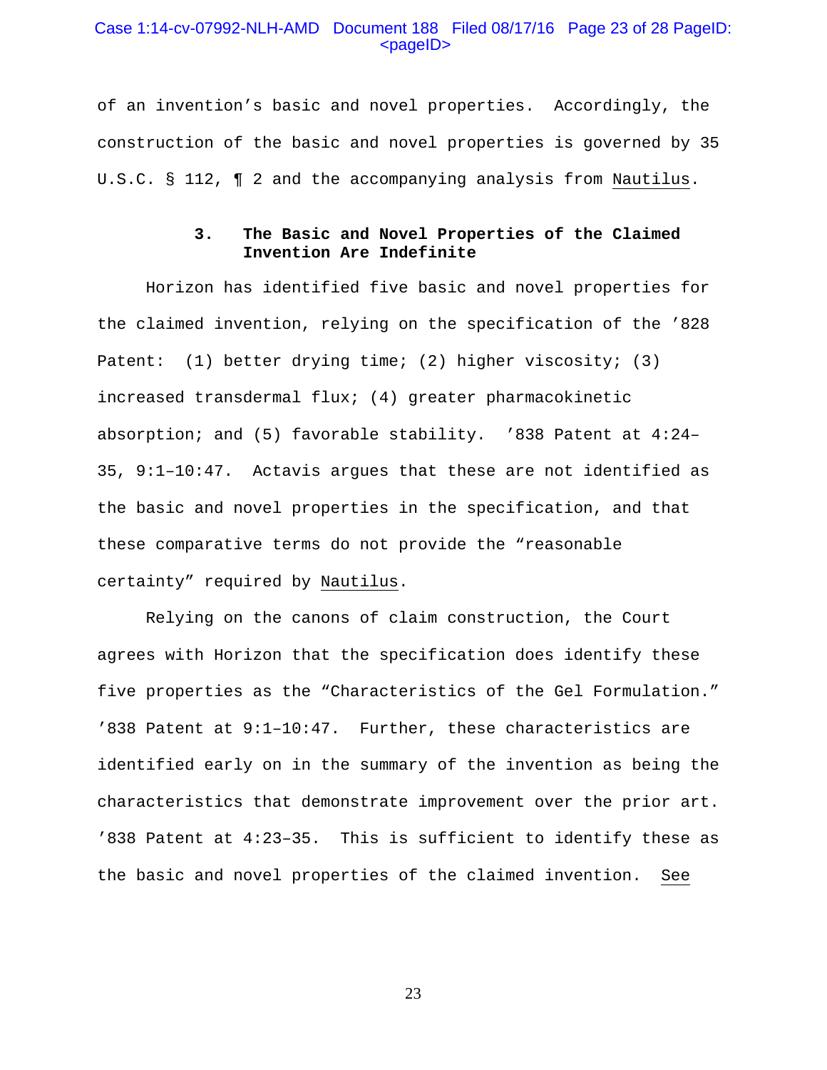of an invention's basic and novel properties. Accordingly, the construction of the basic and novel properties is governed by 35 U.S.C. § 112, ¶ 2 and the accompanying analysis from Nautilus.

### 3. The Basic and Novel Properties of the Claimed Invention Are Indefinite

Horizon has identified five basic and novel properties for the claimed invention, relying on the specification of the '828 Patent: (1) better drying time; (2) higher viscosity; (3) increased transdermal flux; (4) greater pharmacokinetic absorption; and (5) favorable stability. '838 Patent at 4:24–35, 9:1–10:47. Actavis argues that these are not identified as the basic and novel properties in the specification, and that these comparative terms do not provide the "reasonable certainty" required by Nautilus.

Relying on the canons of claim construction, the Court agrees with Horizon that the specification does identify these five properties as the "Characteristics of the Gel Formulation." '838 Patent at 9:1–10:47. Further, these characteristics are identified early on in the summary of the invention as being the characteristics that demonstrate improvement over the prior art. '838 Patent at 4:23–35. This is sufficient to identify these as the basic and novel properties of the claimed invention. See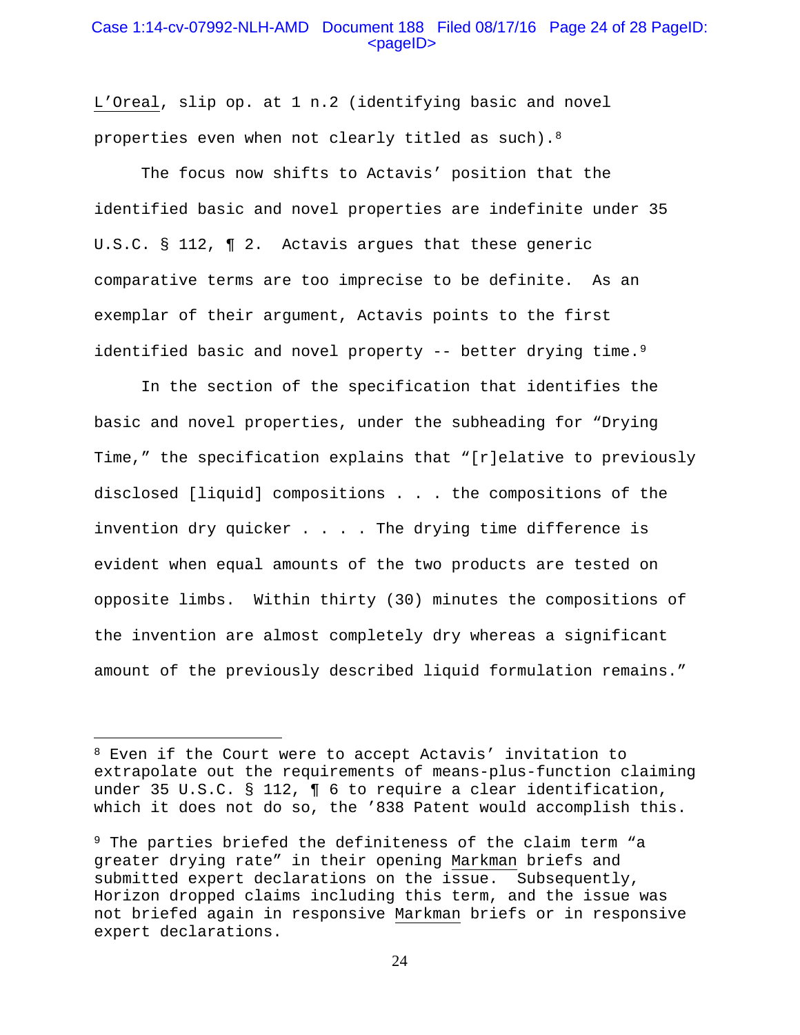_L'Oreal_, slip op. at 1 n.2 (identifying basic and novel properties even when not clearly titled as such).[8]

The focus now shifts to Actavis' position that the identified basic and novel properties are indefinite under 35 U.S.C. § 112, ¶ 2. Actavis argues that these generic comparative terms are too imprecise to be definite. As an exemplar of their argument, Actavis points to the first identified basic and novel property -- better drying time.[9]

In the section of the specification that identifies the basic and novel properties, under the subheading for "Drying Time," the specification explains that "[r]elative to previously disclosed [liquid] compositions . . . the compositions of the invention dry quicker . . . . The drying time difference is evident when equal amounts of the two products are tested on opposite limbs. Within thirty (30) minutes the compositions of the invention are almost completely dry whereas a significant amount of the previously described liquid formulation remains."

---

[8] Even if the Court were to accept Actavis' invitation to extrapolate out the requirements of means-plus-function claiming under 35 U.S.C. § 112, ¶ 6 to require a clear identification, which it does not do so, the '838 Patent would accomplish this.

[9] The parties briefed the definiteness of the claim term "a greater drying rate" in their opening _Markman_ briefs and submitted expert declarations on the issue. Subsequently, Horizon dropped claims including this term, and the issue was not briefed again in responsive _Markman_ briefs or in responsive expert declarations.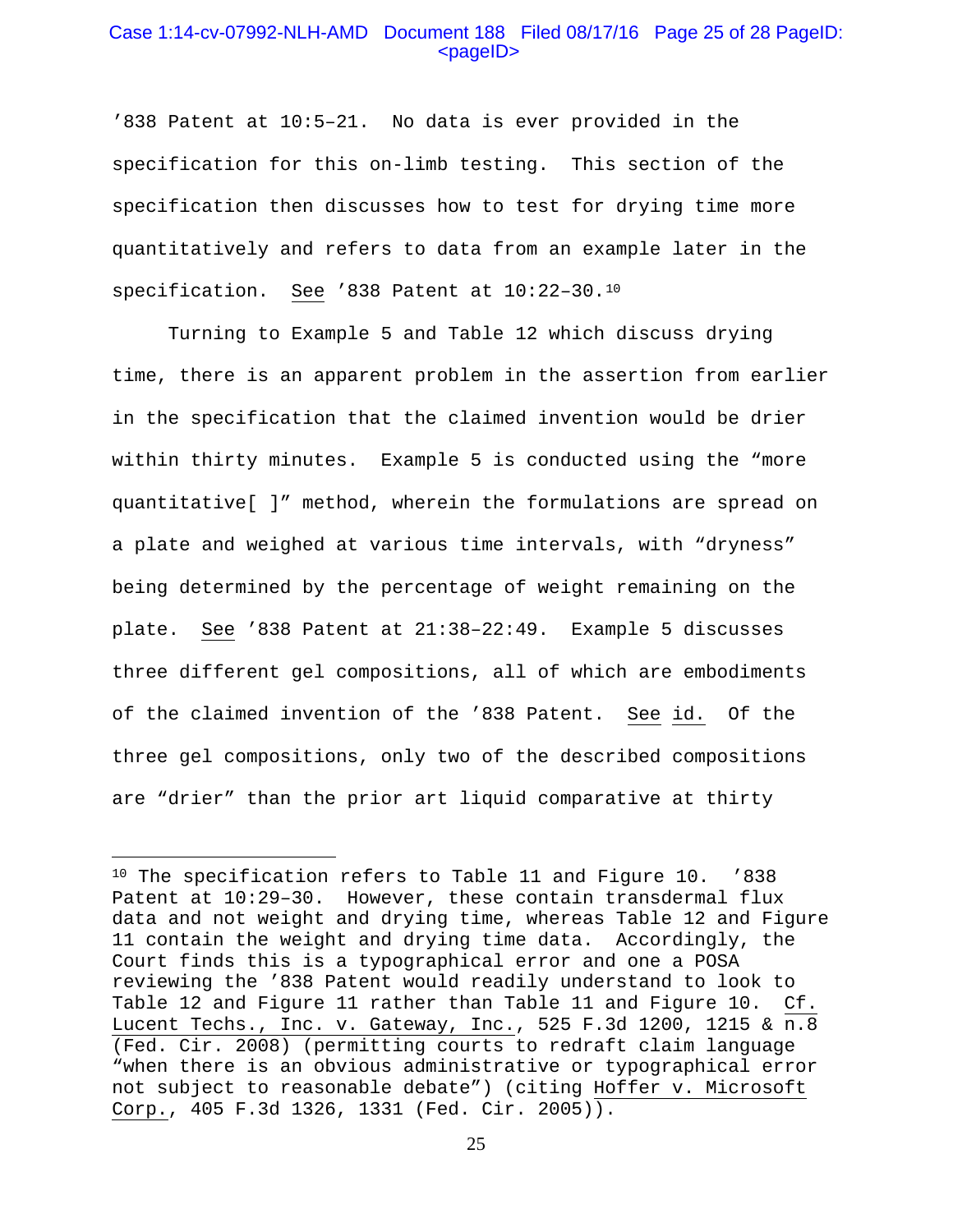’838 Patent at 10:5–21. No data is ever provided in the specification for this on-limb testing. This section of the specification then discusses how to test for drying time more quantitatively and refers to data from an example later in the specification. See ’838 Patent at 10:22–30.[10]

Turning to Example 5 and Table 12 which discuss drying time, there is an apparent problem in the assertion from earlier in the specification that the claimed invention would be drier within thirty minutes. Example 5 is conducted using the “more quantitative[ ]” method, wherein the formulations are spread on a plate and weighed at various time intervals, with “dryness” being determined by the percentage of weight remaining on the plate. See ’838 Patent at 21:38–22:49. Example 5 discusses three different gel compositions, all of which are embodiments of the claimed invention of the ’838 Patent. See id. Of the three gel compositions, only two of the described compositions are “drier” than the prior art liquid comparative at thirty

---

[10] The specification refers to Table 11 and Figure 10. ’838 Patent at 10:29–30. However, these contain transdermal flux data and not weight and drying time, whereas Table 12 and Figure 11 contain the weight and drying time data. Accordingly, the Court finds this is a typographical error and one a POSA reviewing the ’838 Patent would readily understand to look to Table 12 and Figure 11 rather than Table 11 and Figure 10. Cf. Lucent Techs., Inc. v. Gateway, Inc., 525 F.3d 1200, 1215 & n.8 (Fed. Cir. 2008) (permitting courts to redraft claim language “when there is an obvious administrative or typographical error not subject to reasonable debate”) (citing Hoffer v. Microsoft Corp., 405 F.3d 1326, 1331 (Fed. Cir. 2005)).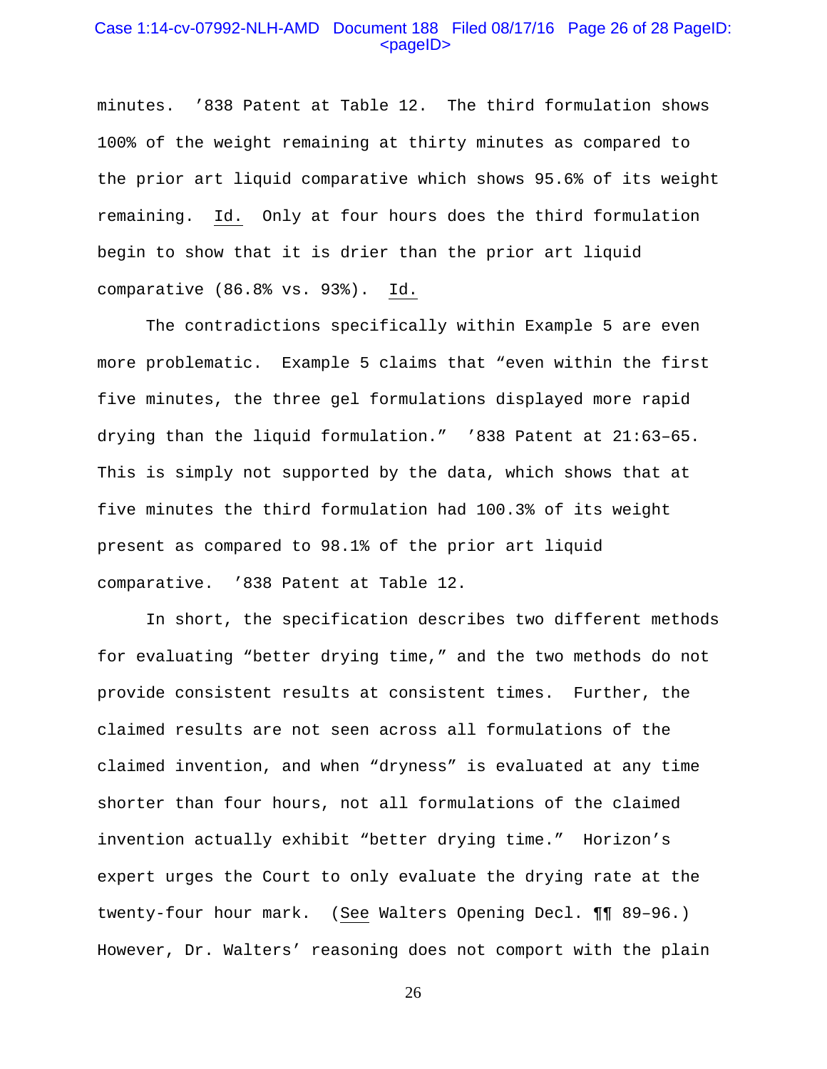minutes. '838 Patent at Table 12. The third formulation shows 100% of the weight remaining at thirty minutes as compared to the prior art liquid comparative which shows 95.6% of its weight remaining. Id. Only at four hours does the third formulation begin to show that it is drier than the prior art liquid comparative (86.8% vs. 93%). Id.

The contradictions specifically within Example 5 are even more problematic. Example 5 claims that "even within the first five minutes, the three gel formulations displayed more rapid drying than the liquid formulation." '838 Patent at 21:63–65. This is simply not supported by the data, which shows that at five minutes the third formulation had 100.3% of its weight present as compared to 98.1% of the prior art liquid comparative. '838 Patent at Table 12.

In short, the specification describes two different methods for evaluating "better drying time," and the two methods do not provide consistent results at consistent times. Further, the claimed results are not seen across all formulations of the claimed invention, and when "dryness" is evaluated at any time shorter than four hours, not all formulations of the claimed invention actually exhibit "better drying time." Horizon's expert urges the Court to only evaluate the drying rate at the twenty-four hour mark. (See Walters Opening Decl. ¶¶ 89–96.) However, Dr. Walters' reasoning does not comport with the plain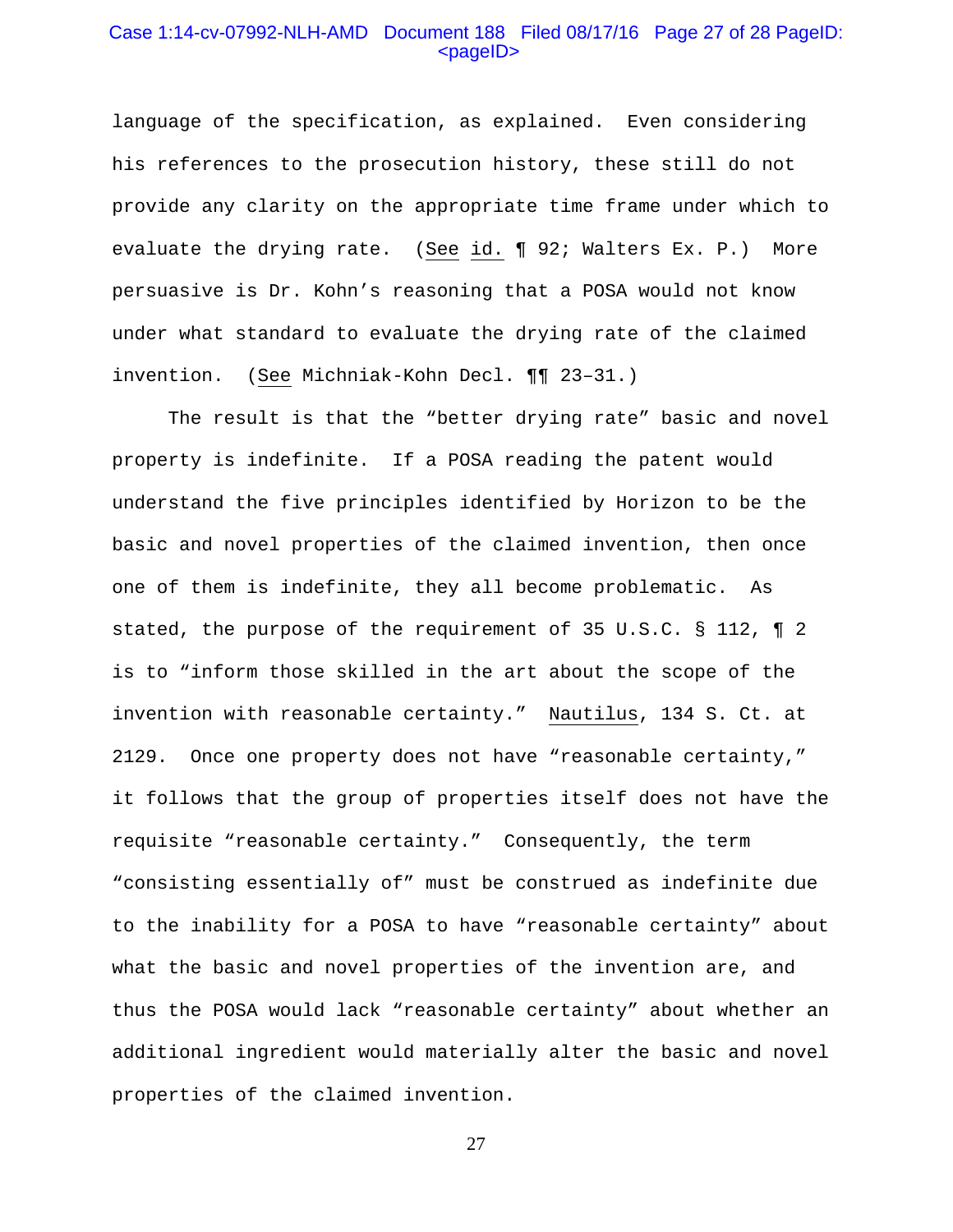language of the specification, as explained. Even considering his references to the prosecution history, these still do not provide any clarity on the appropriate time frame under which to evaluate the drying rate. (See id. ¶ 92; Walters Ex. P.) More persuasive is Dr. Kohn's reasoning that a POSA would not know under what standard to evaluate the drying rate of the claimed invention. (See Michniak-Kohn Decl. ¶¶ 23–31.)

The result is that the "better drying rate" basic and novel property is indefinite. If a POSA reading the patent would understand the five principles identified by Horizon to be the basic and novel properties of the claimed invention, then once one of them is indefinite, they all become problematic. As stated, the purpose of the requirement of 35 U.S.C. § 112, ¶ 2 is to "inform those skilled in the art about the scope of the invention with reasonable certainty." Nautilus, 134 S. Ct. at 2129. Once one property does not have "reasonable certainty," it follows that the group of properties itself does not have the requisite "reasonable certainty." Consequently, the term "consisting essentially of" must be construed as indefinite due to the inability for a POSA to have "reasonable certainty" about what the basic and novel properties of the invention are, and thus the POSA would lack "reasonable certainty" about whether an additional ingredient would materially alter the basic and novel properties of the claimed invention.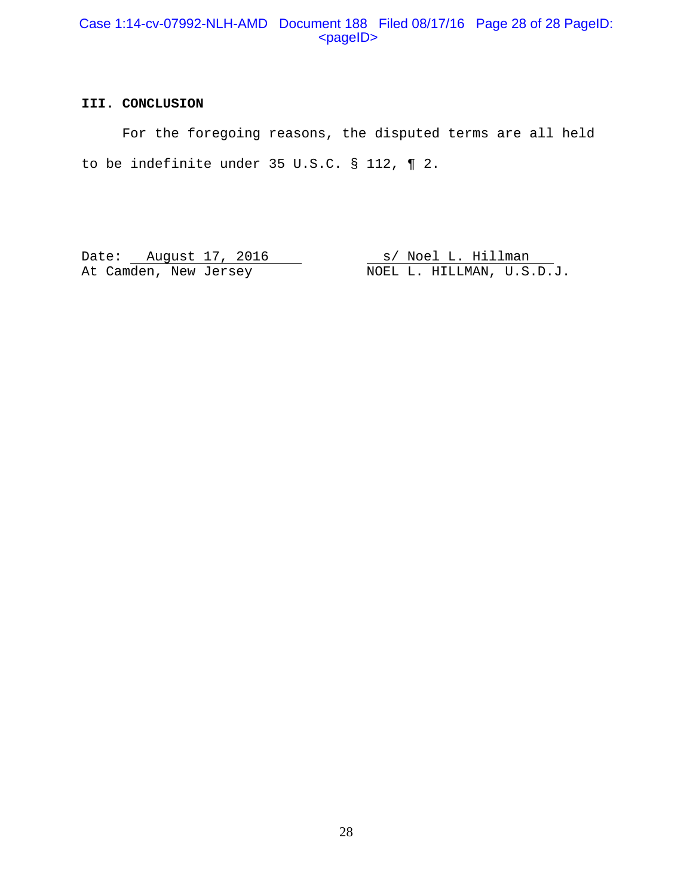### III. CONCLUSION

For the foregoing reasons, the disputed terms are all held to be indefinite under 35 U.S.C. § 112, ¶ 2.

Date: August 17, 2016
At Camden, New Jersey

s/ Noel L. Hillman
NOEL L. HILLMAN, U.S.D.J.